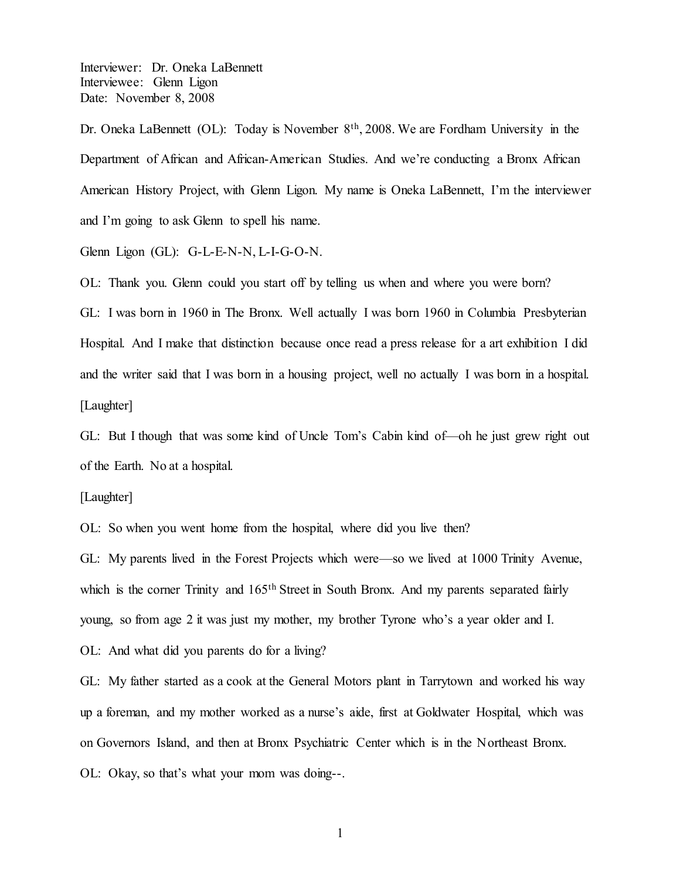Interviewer: Dr. Oneka LaBennett
Interviewee: Glenn Ligon
Date: November 8, 2008

Dr. Oneka LaBennett (OL): Today is November 8th, 2008. We are Fordham University in the Department of African and African-American Studies. And we're conducting a Bronx African American History Project, with Glenn Ligon. My name is Oneka LaBennett, I'm the interviewer and I'm going to ask Glenn to spell his name.

Glenn Ligon (GL): G-L-E-N-N, L-I-G-O-N.

OL: Thank you. Glenn could you start off by telling us when and where you were born?

GL: I was born in 1960 in The Bronx. Well actually I was born 1960 in Columbia Presbyterian Hospital. And I make that distinction because once read a press release for a art exhibition I did and the writer said that I was born in a housing project, well no actually I was born in a hospital.

[Laughter]

GL: But I though that was some kind of Uncle Tom's Cabin kind of—oh he just grew right out of the Earth. No at a hospital.

[Laughter]

OL: So when you went home from the hospital, where did you live then?

GL: My parents lived in the Forest Projects which were—so we lived at 1000 Trinity Avenue, which is the corner Trinity and 165th Street in South Bronx. And my parents separated fairly young, so from age 2 it was just my mother, my brother Tyrone who's a year older and I.

OL: And what did you parents do for a living?

GL: My father started as a cook at the General Motors plant in Tarrytown and worked his way up a foreman, and my mother worked as a nurse's aide, first at Goldwater Hospital, which was on Governors Island, and then at Bronx Psychiatric Center which is in the Northeast Bronx.

OL: Okay, so that's what your mom was doing--.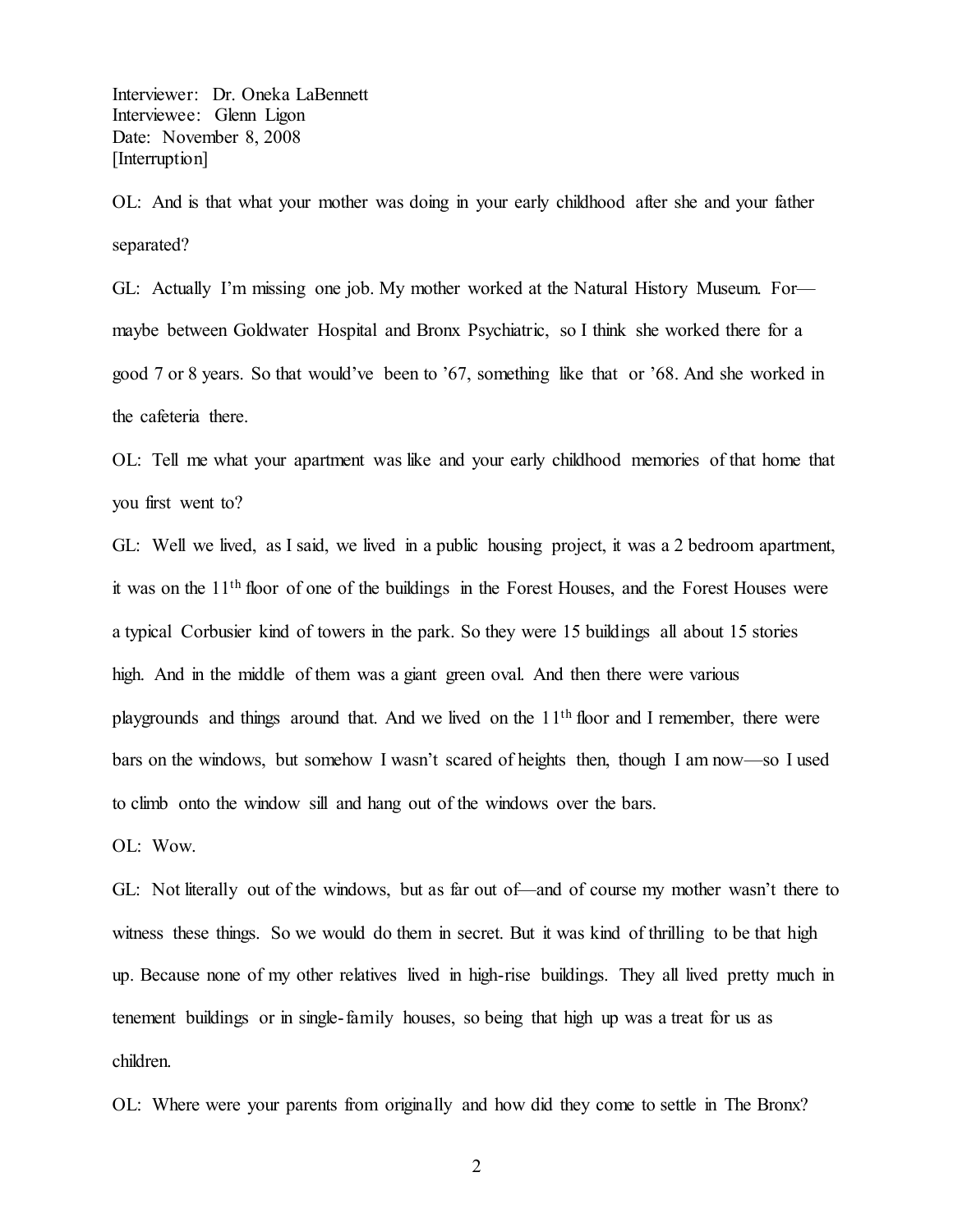Interviewer: Dr. Oneka LaBennett
Interviewee: Glenn Ligon
Date: November 8, 2008
[Interruption]

OL: And is that what your mother was doing in your early childhood after she and your father separated?

GL: Actually I'm missing one job. My mother worked at the Natural History Museum. For—maybe between Goldwater Hospital and Bronx Psychiatric, so I think she worked there for a good 7 or 8 years. So that would've been to '67, something like that or '68. And she worked in the cafeteria there.

OL: Tell me what your apartment was like and your early childhood memories of that home that you first went to?

GL: Well we lived, as I said, we lived in a public housing project, it was a 2 bedroom apartment, it was on the 11th floor of one of the buildings in the Forest Houses, and the Forest Houses were a typical Corbusier kind of towers in the park. So they were 15 buildings all about 15 stories high. And in the middle of them was a giant green oval. And then there were various playgrounds and things around that. And we lived on the 11th floor and I remember, there were bars on the windows, but somehow I wasn't scared of heights then, though I am now—so I used to climb onto the window sill and hang out of the windows over the bars.

OL: Wow.

GL: Not literally out of the windows, but as far out of—and of course my mother wasn't there to witness these things. So we would do them in secret. But it was kind of thrilling to be that high up. Because none of my other relatives lived in high-rise buildings. They all lived pretty much in tenement buildings or in single-family houses, so being that high up was a treat for us as children.

OL: Where were your parents from originally and how did they come to settle in The Bronx?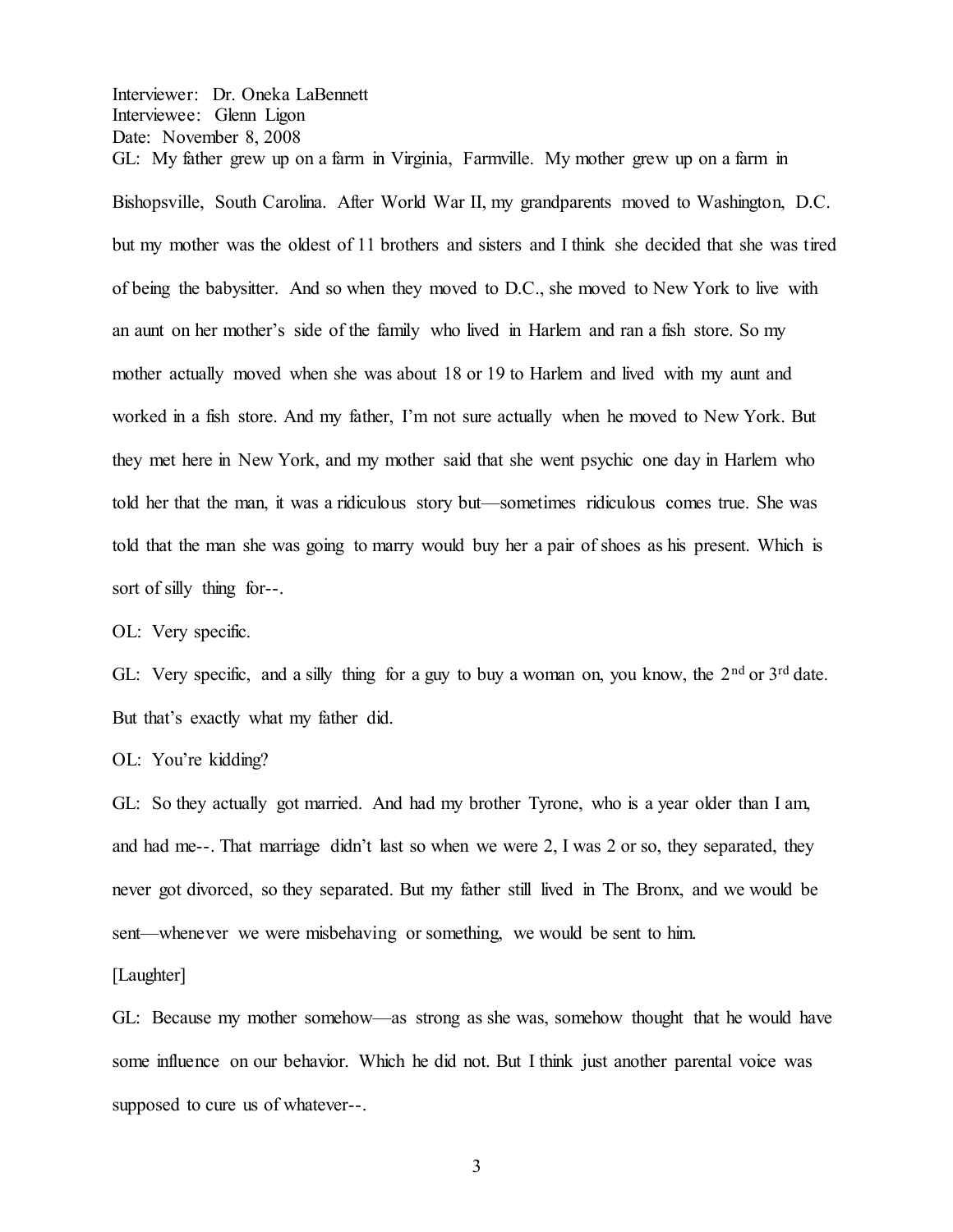Interviewer: Dr. Oneka LaBennett
Interviewee: Glenn Ligon
Date: November 8, 2008

GL: My father grew up on a farm in Virginia, Farmville. My mother grew up on a farm in Bishopsville, South Carolina. After World War II, my grandparents moved to Washington, D.C. but my mother was the oldest of 11 brothers and sisters and I think she decided that she was tired of being the babysitter. And so when they moved to D.C., she moved to New York to live with an aunt on her mother's side of the family who lived in Harlem and ran a fish store. So my mother actually moved when she was about 18 or 19 to Harlem and lived with my aunt and worked in a fish store. And my father, I'm not sure actually when he moved to New York. But they met here in New York, and my mother said that she went psychic one day in Harlem who told her that the man, it was a ridiculous story but—sometimes ridiculous comes true. She was told that the man she was going to marry would buy her a pair of shoes as his present. Which is sort of silly thing for--.

OL: Very specific.

GL: Very specific, and a silly thing for a guy to buy a woman on, you know, the 2nd or 3rd date. But that's exactly what my father did.

OL: You're kidding?

GL: So they actually got married. And had my brother Tyrone, who is a year older than I am, and had me--. That marriage didn't last so when we were 2, I was 2 or so, they separated, they never got divorced, so they separated. But my father still lived in The Bronx, and we would be sent—whenever we were misbehaving or something, we would be sent to him.

[Laughter]

GL: Because my mother somehow—as strong as she was, somehow thought that he would have some influence on our behavior. Which he did not. But I think just another parental voice was supposed to cure us of whatever--.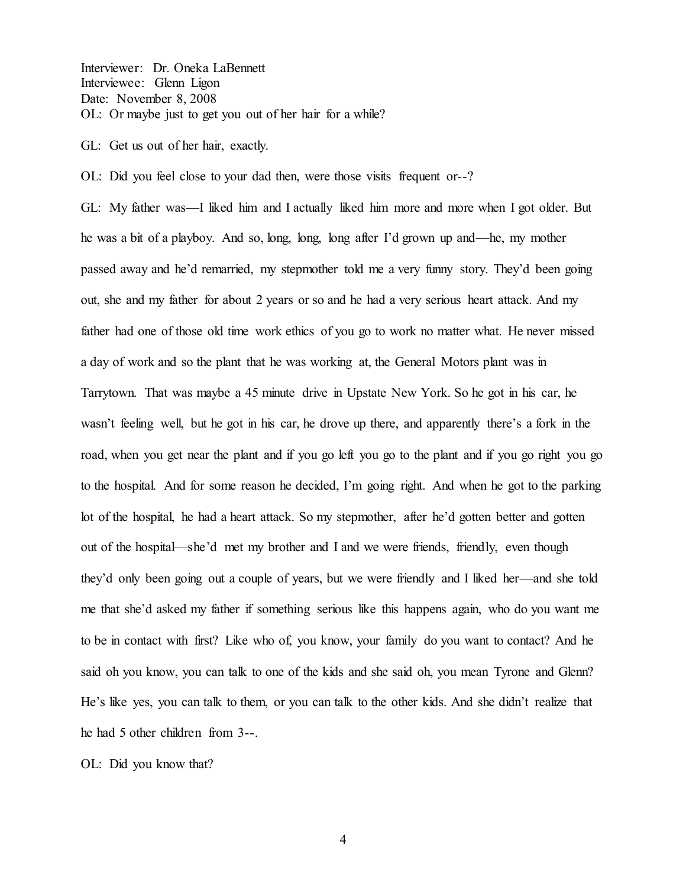Interviewer: Dr. Oneka LaBennett
Interviewee: Glenn Ligon
Date: November 8, 2008

OL: Or maybe just to get you out of her hair for a while?

GL: Get us out of her hair, exactly.

OL: Did you feel close to your dad then, were those visits frequent or--?

GL: My father was—I liked him and I actually liked him more and more when I got older. But he was a bit of a playboy. And so, long, long, long after I'd grown up and—he, my mother passed away and he'd remarried, my stepmother told me a very funny story. They'd been going out, she and my father for about 2 years or so and he had a very serious heart attack. And my father had one of those old time work ethics of you go to work no matter what. He never missed a day of work and so the plant that he was working at, the General Motors plant was in Tarrytown. That was maybe a 45 minute drive in Upstate New York. So he got in his car, he wasn't feeling well, but he got in his car, he drove up there, and apparently there's a fork in the road, when you get near the plant and if you go left you go to the plant and if you go right you go to the hospital. And for some reason he decided, I'm going right. And when he got to the parking lot of the hospital, he had a heart attack. So my stepmother, after he'd gotten better and gotten out of the hospital—she'd met my brother and I and we were friends, friendly, even though they'd only been going out a couple of years, but we were friendly and I liked her—and she told me that she'd asked my father if something serious like this happens again, who do you want me to be in contact with first? Like who of, you know, your family do you want to contact? And he said oh you know, you can talk to one of the kids and she said oh, you mean Tyrone and Glenn? He's like yes, you can talk to them, or you can talk to the other kids. And she didn't realize that he had 5 other children from 3--.

OL: Did you know that?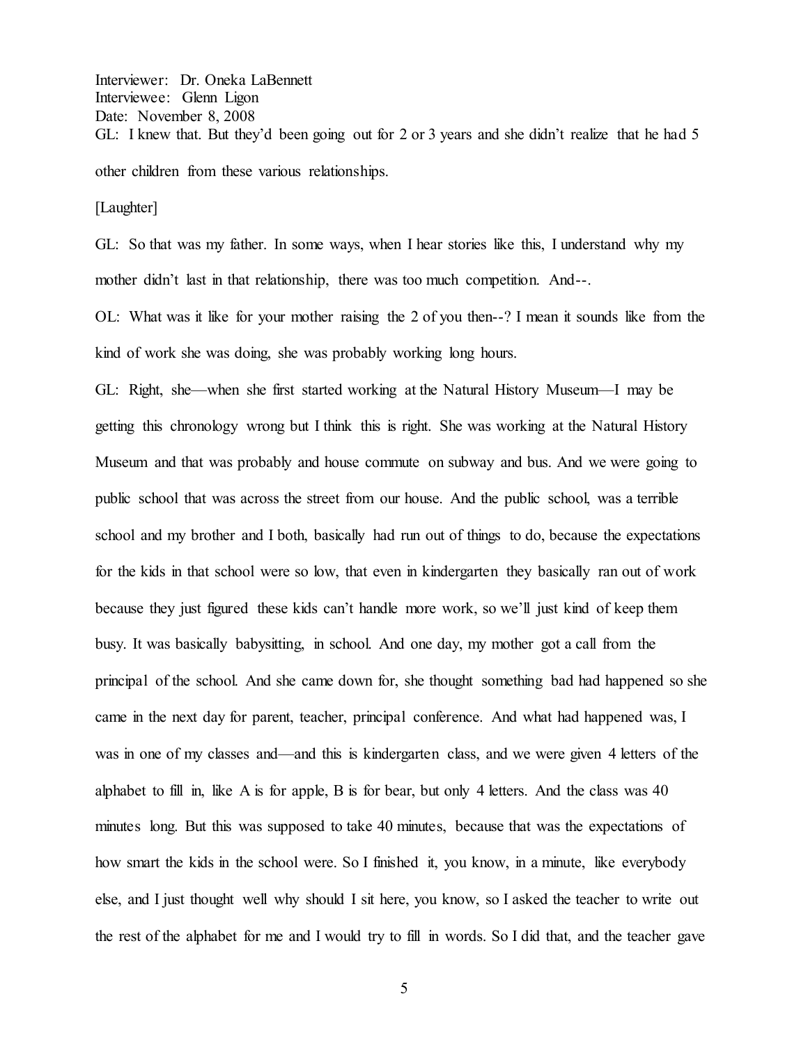Interviewer: Dr. Oneka LaBennett
Interviewee: Glenn Ligon
Date: November 8, 2008

GL: I knew that. But they'd been going out for 2 or 3 years and she didn't realize that he had 5 other children from these various relationships.

[Laughter]

GL: So that was my father. In some ways, when I hear stories like this, I understand why my mother didn't last in that relationship, there was too much competition. And--.

OL: What was it like for your mother raising the 2 of you then--? I mean it sounds like from the kind of work she was doing, she was probably working long hours.

GL: Right, she—when she first started working at the Natural History Museum—I may be getting this chronology wrong but I think this is right. She was working at the Natural History Museum and that was probably and house commute on subway and bus. And we were going to public school that was across the street from our house. And the public school, was a terrible school and my brother and I both, basically had run out of things to do, because the expectations for the kids in that school were so low, that even in kindergarten they basically ran out of work because they just figured these kids can't handle more work, so we'll just kind of keep them busy. It was basically babysitting, in school. And one day, my mother got a call from the principal of the school. And she came down for, she thought something bad had happened so she came in the next day for parent, teacher, principal conference. And what had happened was, I was in one of my classes and—and this is kindergarten class, and we were given 4 letters of the alphabet to fill in, like A is for apple, B is for bear, but only 4 letters. And the class was 40 minutes long. But this was supposed to take 40 minutes, because that was the expectations of how smart the kids in the school were. So I finished it, you know, in a minute, like everybody else, and I just thought well why should I sit here, you know, so I asked the teacher to write out the rest of the alphabet for me and I would try to fill in words. So I did that, and the teacher gave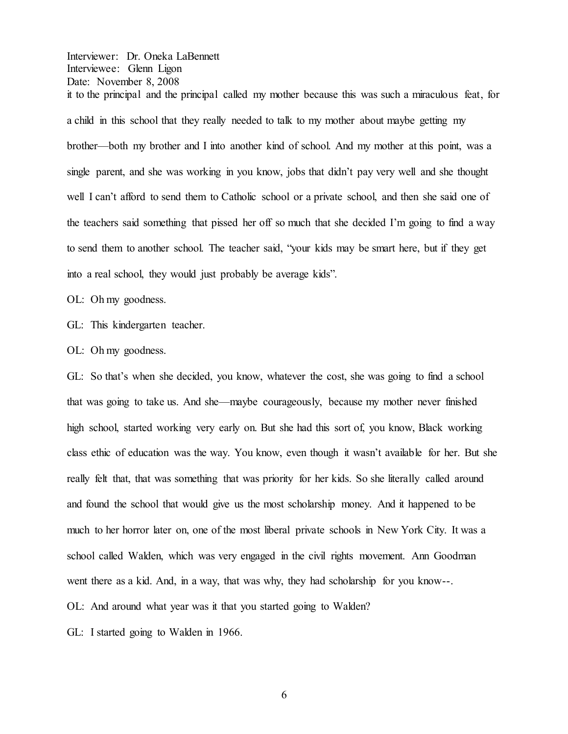it to the principal and the principal called my mother because this was such a miraculous feat, for a child in this school that they really needed to talk to my mother about maybe getting my brother—both my brother and I into another kind of school. And my mother at this point, was a single parent, and she was working in you know, jobs that didn't pay very well and she thought well I can't afford to send them to Catholic school or a private school, and then she said one of the teachers said something that pissed her off so much that she decided I'm going to find a way to send them to another school. The teacher said, "your kids may be smart here, but if they get into a real school, they would just probably be average kids".

OL: Oh my goodness.

GL: This kindergarten teacher.

OL: Oh my goodness.

GL: So that's when she decided, you know, whatever the cost, she was going to find a school that was going to take us. And she—maybe courageously, because my mother never finished high school, started working very early on. But she had this sort of, you know, Black working class ethic of education was the way. You know, even though it wasn't available for her. But she really felt that, that was something that was priority for her kids. So she literally called around and found the school that would give us the most scholarship money. And it happened to be much to her horror later on, one of the most liberal private schools in New York City. It was a school called Walden, which was very engaged in the civil rights movement. Ann Goodman went there as a kid. And, in a way, that was why, they had scholarship for you know--.

OL: And around what year was it that you started going to Walden?

GL: I started going to Walden in 1966.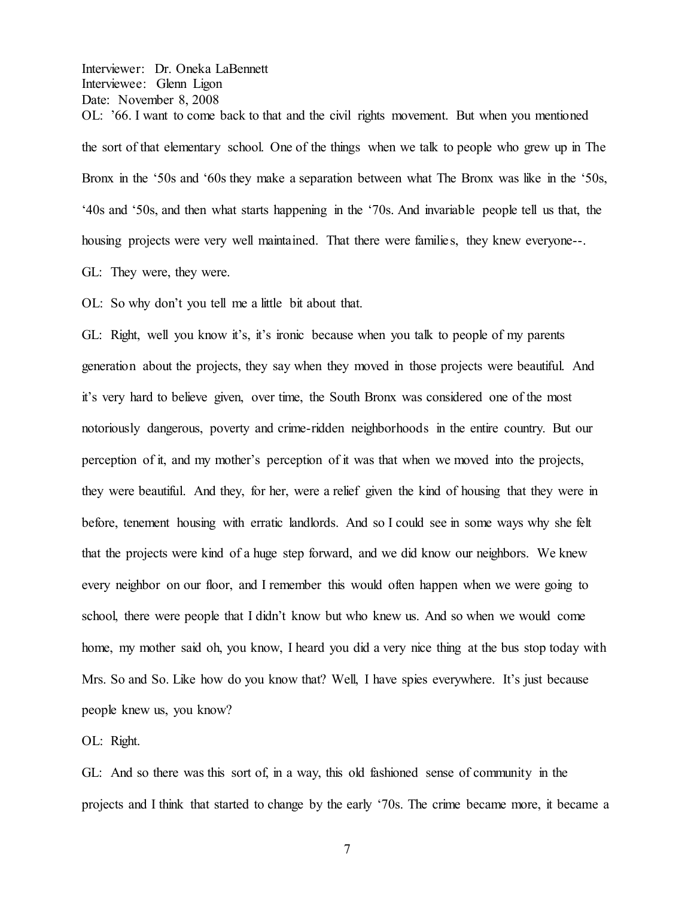Interviewer: Dr. Oneka LaBennett
Interviewee: Glenn Ligon
Date: November 8, 2008

OL: '66. I want to come back to that and the civil rights movement. But when you mentioned the sort of that elementary school. One of the things when we talk to people who grew up in The Bronx in the '50s and '60s they make a separation between what The Bronx was like in the '50s, '40s and '50s, and then what starts happening in the '70s. And invariable people tell us that, the housing projects were very well maintained. That there were families, they knew everyone--.

GL: They were, they were.

OL: So why don't you tell me a little bit about that.

GL: Right, well you know it's, it's ironic because when you talk to people of my parents generation about the projects, they say when they moved in those projects were beautiful. And it's very hard to believe given, over time, the South Bronx was considered one of the most notoriously dangerous, poverty and crime-ridden neighborhoods in the entire country. But our perception of it, and my mother's perception of it was that when we moved into the projects, they were beautiful. And they, for her, were a relief given the kind of housing that they were in before, tenement housing with erratic landlords. And so I could see in some ways why she felt that the projects were kind of a huge step forward, and we did know our neighbors. We knew every neighbor on our floor, and I remember this would often happen when we were going to school, there were people that I didn't know but who knew us. And so when we would come home, my mother said oh, you know, I heard you did a very nice thing at the bus stop today with Mrs. So and So. Like how do you know that? Well, I have spies everywhere. It's just because people knew us, you know?

OL: Right.

GL: And so there was this sort of, in a way, this old fashioned sense of community in the projects and I think that started to change by the early '70s. The crime became more, it became a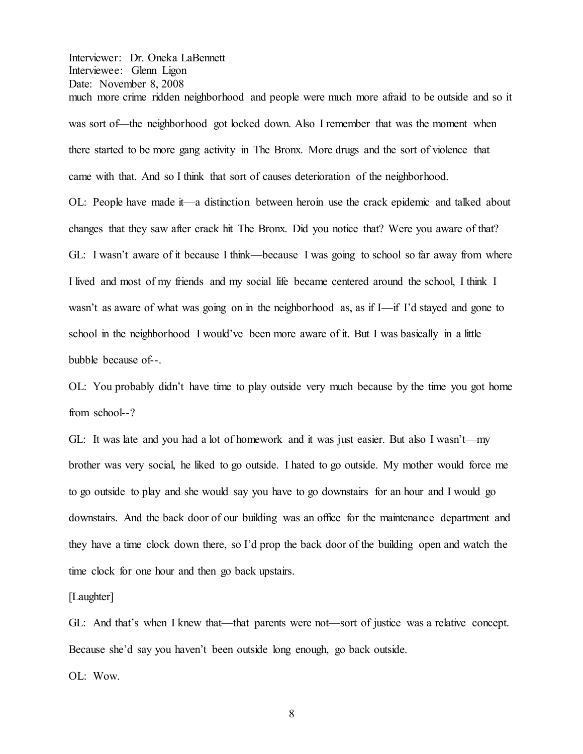much more crime ridden neighborhood and people were much more afraid to be outside and so it was sort of—the neighborhood got locked down. Also I remember that was the moment when there started to be more gang activity in The Bronx. More drugs and the sort of violence that came with that. And so I think that sort of causes deterioration of the neighborhood.

OL: People have made it—a distinction between heroin use the crack epidemic and talked about changes that they saw after crack hit The Bronx. Did you notice that? Were you aware of that?

GL: I wasn't aware of it because I think—because I was going to school so far away from where I lived and most of my friends and my social life became centered around the school, I think I wasn't as aware of what was going on in the neighborhood as, as if I—if I'd stayed and gone to school in the neighborhood I would've been more aware of it. But I was basically in a little bubble because of--.

OL: You probably didn't have time to play outside very much because by the time you got home from school--?

GL: It was late and you had a lot of homework and it was just easier. But also I wasn't—my brother was very social, he liked to go outside. I hated to go outside. My mother would force me to go outside to play and she would say you have to go downstairs for an hour and I would go downstairs. And the back door of our building was an office for the maintenance department and they have a time clock down there, so I'd prop the back door of the building open and watch the time clock for one hour and then go back upstairs.

[Laughter]

GL: And that's when I knew that—that parents were not—sort of justice was a relative concept. Because she'd say you haven't been outside long enough, go back outside.

OL: Wow.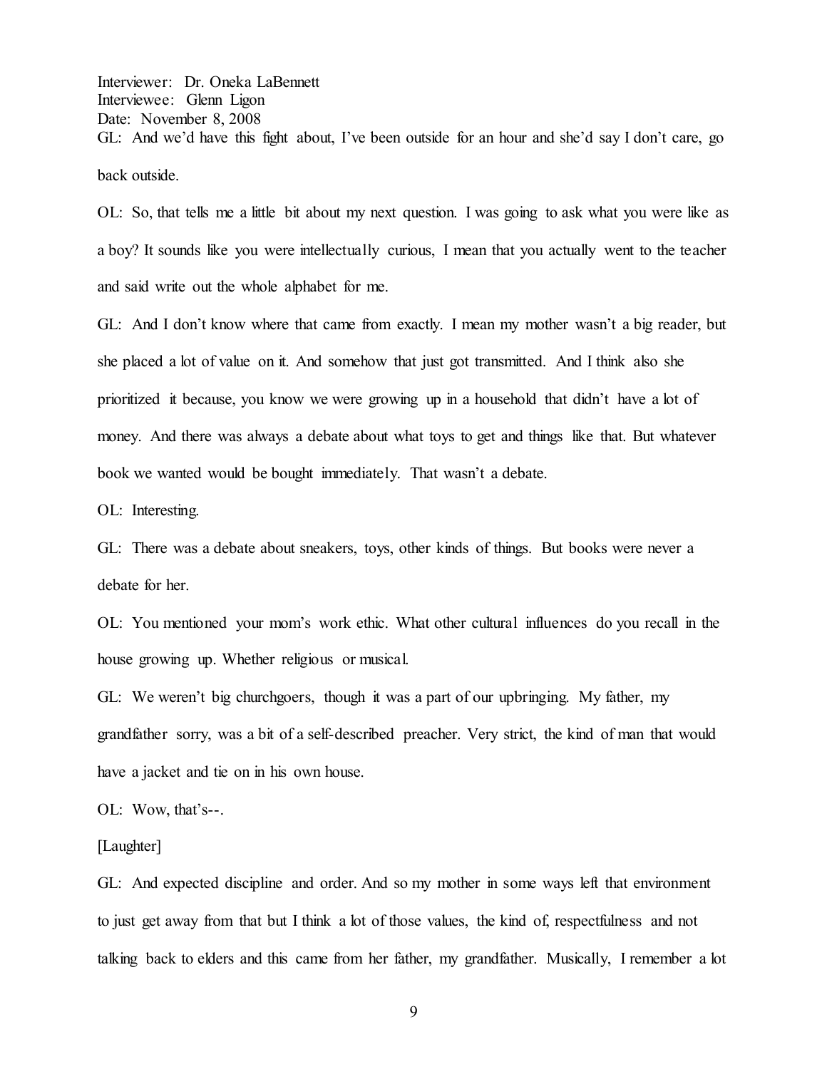Interviewer: Dr. Oneka LaBennett
Interviewee: Glenn Ligon
Date: November 8, 2008

GL: And we'd have this fight about, I've been outside for an hour and she'd say I don't care, go back outside.

OL: So, that tells me a little bit about my next question. I was going to ask what you were like as a boy? It sounds like you were intellectually curious, I mean that you actually went to the teacher and said write out the whole alphabet for me.

GL: And I don't know where that came from exactly. I mean my mother wasn't a big reader, but she placed a lot of value on it. And somehow that just got transmitted. And I think also she prioritized it because, you know we were growing up in a household that didn't have a lot of money. And there was always a debate about what toys to get and things like that. But whatever book we wanted would be bought immediately. That wasn't a debate.

OL: Interesting.

GL: There was a debate about sneakers, toys, other kinds of things. But books were never a debate for her.

OL: You mentioned your mom's work ethic. What other cultural influences do you recall in the house growing up. Whether religious or musical.

GL: We weren't big churchgoers, though it was a part of our upbringing. My father, my grandfather sorry, was a bit of a self-described preacher. Very strict, the kind of man that would have a jacket and tie on in his own house.

OL: Wow, that's--.

[Laughter]

GL: And expected discipline and order. And so my mother in some ways left that environment to just get away from that but I think a lot of those values, the kind of, respectfulness and not talking back to elders and this came from her father, my grandfather. Musically, I remember a lot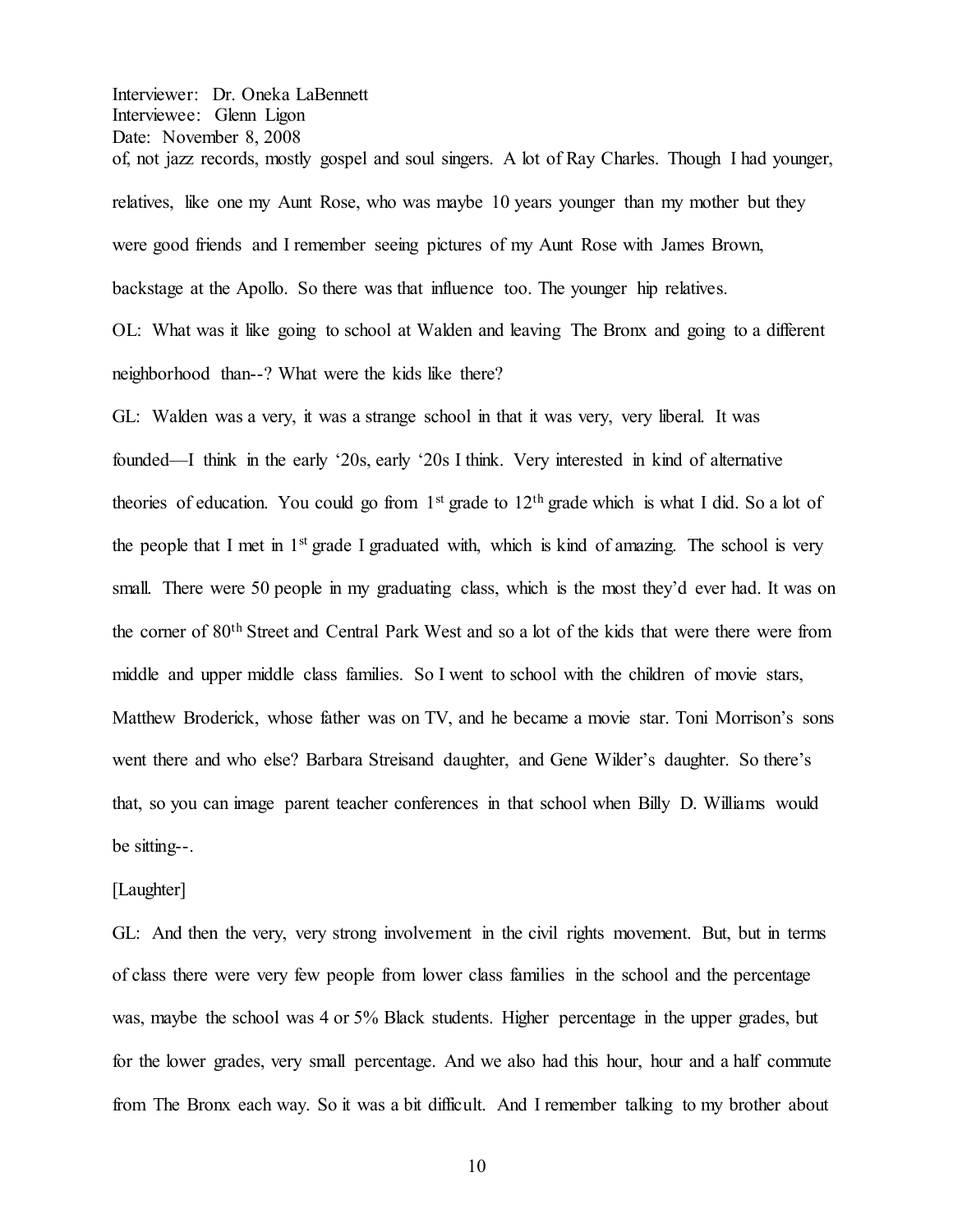of, not jazz records, mostly gospel and soul singers. A lot of Ray Charles. Though I had younger, relatives, like one my Aunt Rose, who was maybe 10 years younger than my mother but they were good friends and I remember seeing pictures of my Aunt Rose with James Brown, backstage at the Apollo. So there was that influence too. The younger hip relatives.

OL: What was it like going to school at Walden and leaving The Bronx and going to a different neighborhood than--? What were the kids like there?

GL: Walden was a very, it was a strange school in that it was very, very liberal. It was founded—I think in the early '20s, early '20s I think. Very interested in kind of alternative theories of education. You could go from 1st grade to 12th grade which is what I did. So a lot of the people that I met in 1st grade I graduated with, which is kind of amazing. The school is very small. There were 50 people in my graduating class, which is the most they'd ever had. It was on the corner of 80th Street and Central Park West and so a lot of the kids that were there were from middle and upper middle class families. So I went to school with the children of movie stars, Matthew Broderick, whose father was on TV, and he became a movie star. Toni Morrison's sons went there and who else? Barbara Streisand daughter, and Gene Wilder's daughter. So there's that, so you can image parent teacher conferences in that school when Billy D. Williams would be sitting--.

[Laughter]

GL: And then the very, very strong involvement in the civil rights movement. But, but in terms of class there were very few people from lower class families in the school and the percentage was, maybe the school was 4 or 5% Black students. Higher percentage in the upper grades, but for the lower grades, very small percentage. And we also had this hour, hour and a half commute from The Bronx each way. So it was a bit difficult. And I remember talking to my brother about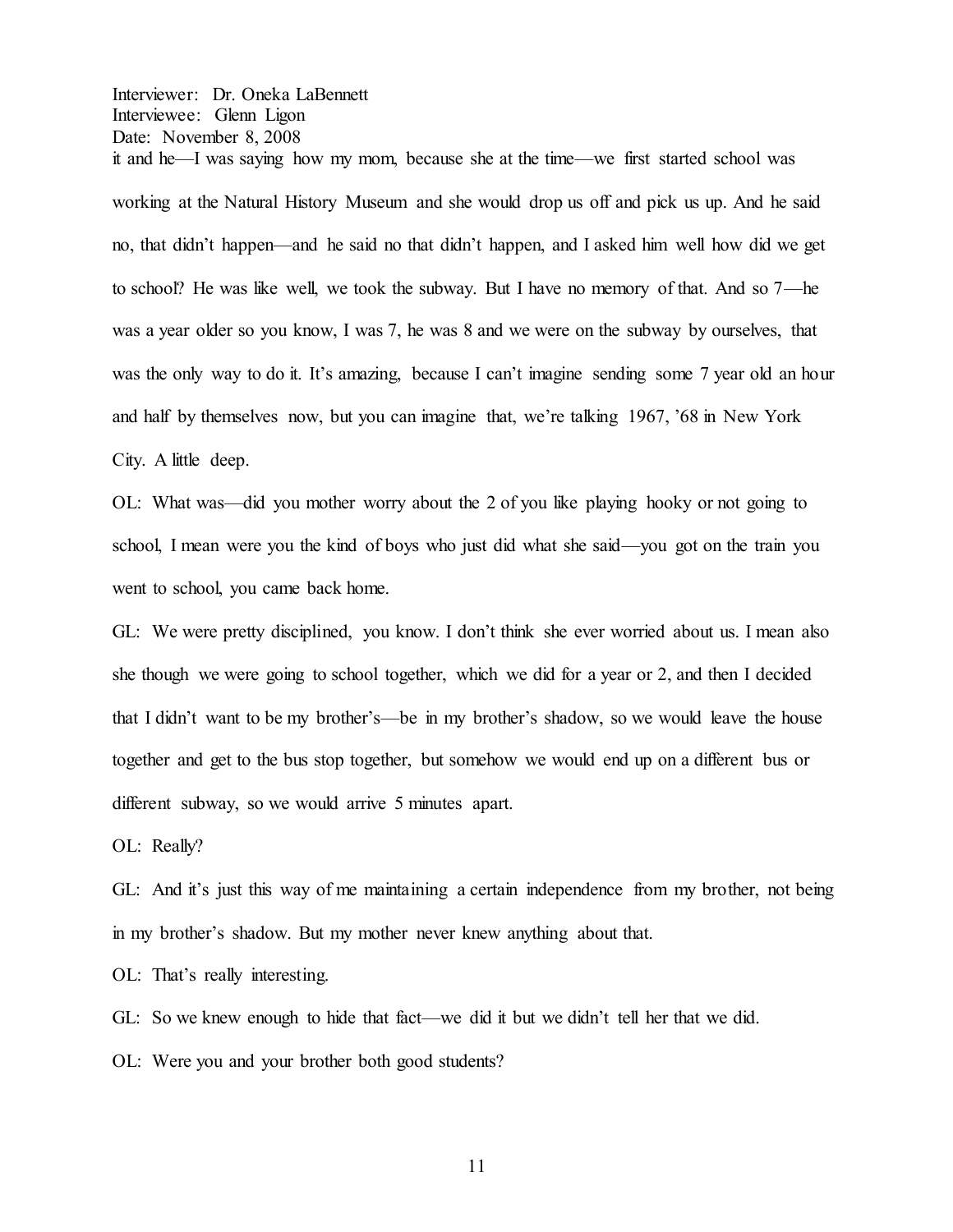it and he—I was saying how my mom, because she at the time—we first started school was working at the Natural History Museum and she would drop us off and pick us up. And he said no, that didn't happen—and he said no that didn't happen, and I asked him well how did we get to school? He was like well, we took the subway. But I have no memory of that. And so 7—he was a year older so you know, I was 7, he was 8 and we were on the subway by ourselves, that was the only way to do it. It's amazing, because I can't imagine sending some 7 year old an hour and half by themselves now, but you can imagine that, we're talking 1967, '68 in New York City. A little deep.

OL: What was—did you mother worry about the 2 of you like playing hooky or not going to school, I mean were you the kind of boys who just did what she said—you got on the train you went to school, you came back home.

GL: We were pretty disciplined, you know. I don't think she ever worried about us. I mean also she though we were going to school together, which we did for a year or 2, and then I decided that I didn't want to be my brother's—be in my brother's shadow, so we would leave the house together and get to the bus stop together, but somehow we would end up on a different bus or different subway, so we would arrive 5 minutes apart.

OL: Really?

GL: And it's just this way of me maintaining a certain independence from my brother, not being in my brother's shadow. But my mother never knew anything about that.

OL: That's really interesting.

GL: So we knew enough to hide that fact—we did it but we didn't tell her that we did.

OL: Were you and your brother both good students?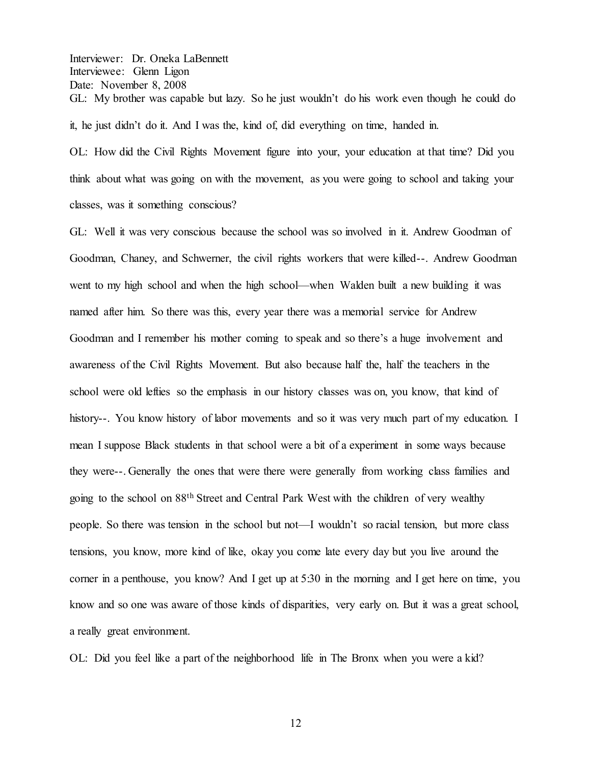Interviewer: Dr. Oneka LaBennett
Interviewee: Glenn Ligon
Date: November 8, 2008

GL: My brother was capable but lazy. So he just wouldn't do his work even though he could do it, he just didn't do it. And I was the, kind of, did everything on time, handed in.

OL: How did the Civil Rights Movement figure into your, your education at that time? Did you think about what was going on with the movement, as you were going to school and taking your classes, was it something conscious?

GL: Well it was very conscious because the school was so involved in it. Andrew Goodman of Goodman, Chaney, and Schwerner, the civil rights workers that were killed--. Andrew Goodman went to my high school and when the high school—when Walden built a new building it was named after him. So there was this, every year there was a memorial service for Andrew Goodman and I remember his mother coming to speak and so there's a huge involvement and awareness of the Civil Rights Movement. But also because half the, half the teachers in the school were old lefties so the emphasis in our history classes was on, you know, that kind of history--. You know history of labor movements and so it was very much part of my education. I mean I suppose Black students in that school were a bit of a experiment in some ways because they were--. Generally the ones that were there were generally from working class families and going to the school on 88th Street and Central Park West with the children of very wealthy people. So there was tension in the school but not—I wouldn't so racial tension, but more class tensions, you know, more kind of like, okay you come late every day but you live around the corner in a penthouse, you know? And I get up at 5:30 in the morning and I get here on time, you know and so one was aware of those kinds of disparities, very early on. But it was a great school, a really great environment.

OL: Did you feel like a part of the neighborhood life in The Bronx when you were a kid?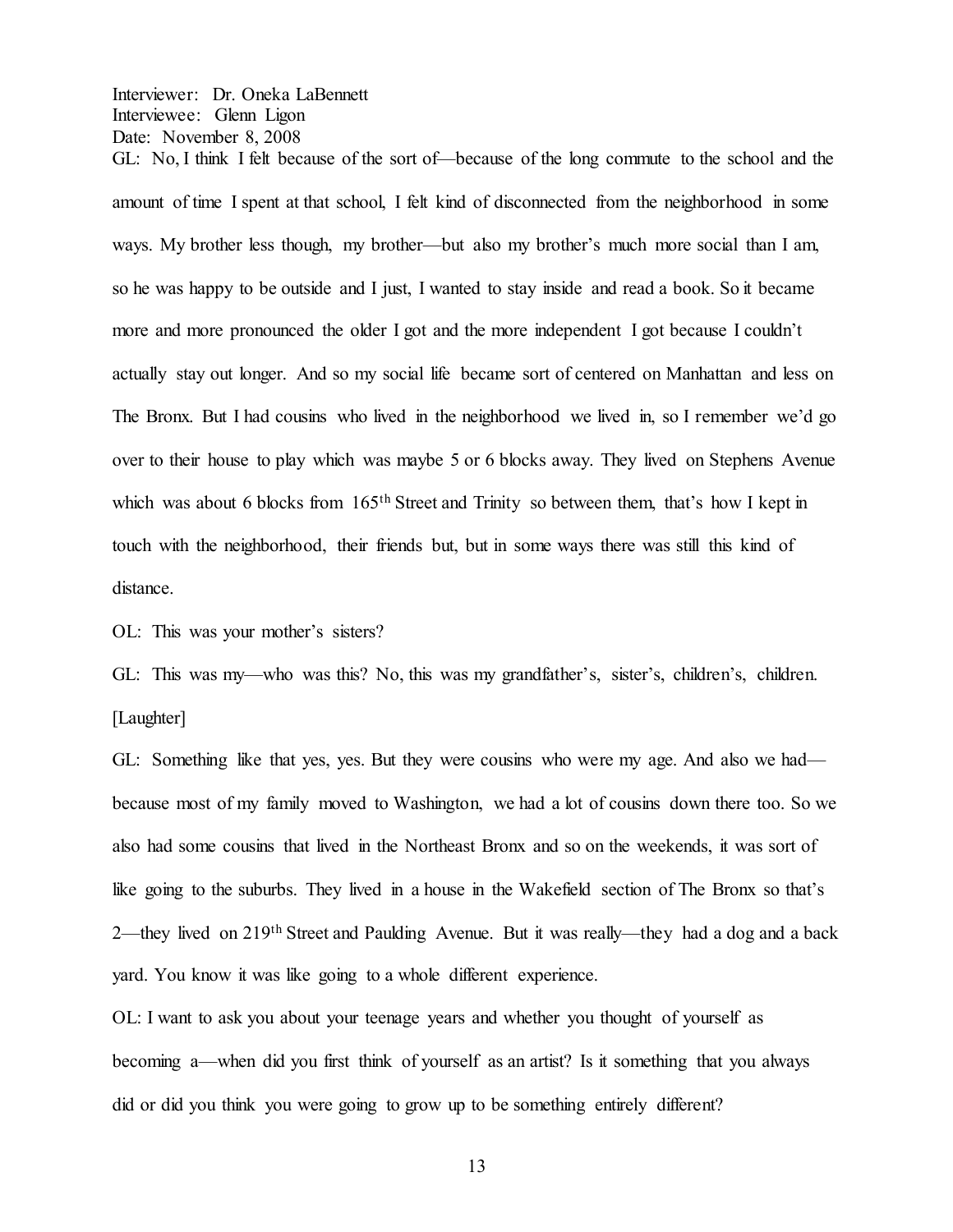GL: No, I think I felt because of the sort of—because of the long commute to the school and the amount of time I spent at that school, I felt kind of disconnected from the neighborhood in some ways. My brother less though, my brother—but also my brother's much more social than I am, so he was happy to be outside and I just, I wanted to stay inside and read a book. So it became more and more pronounced the older I got and the more independent I got because I couldn't actually stay out longer. And so my social life became sort of centered on Manhattan and less on The Bronx. But I had cousins who lived in the neighborhood we lived in, so I remember we'd go over to their house to play which was maybe 5 or 6 blocks away. They lived on Stephens Avenue which was about 6 blocks from 165th Street and Trinity so between them, that's how I kept in touch with the neighborhood, their friends but, but in some ways there was still this kind of distance.

OL: This was your mother's sisters?

GL: This was my—who was this? No, this was my grandfather's, sister's, children's, children. [Laughter]

GL: Something like that yes, yes. But they were cousins who were my age. And also we had—because most of my family moved to Washington, we had a lot of cousins down there too. So we also had some cousins that lived in the Northeast Bronx and so on the weekends, it was sort of like going to the suburbs. They lived in a house in the Wakefield section of The Bronx so that's 2—they lived on 219th Street and Paulding Avenue. But it was really—they had a dog and a back yard. You know it was like going to a whole different experience.

OL: I want to ask you about your teenage years and whether you thought of yourself as becoming a—when did you first think of yourself as an artist? Is it something that you always did or did you think you were going to grow up to be something entirely different?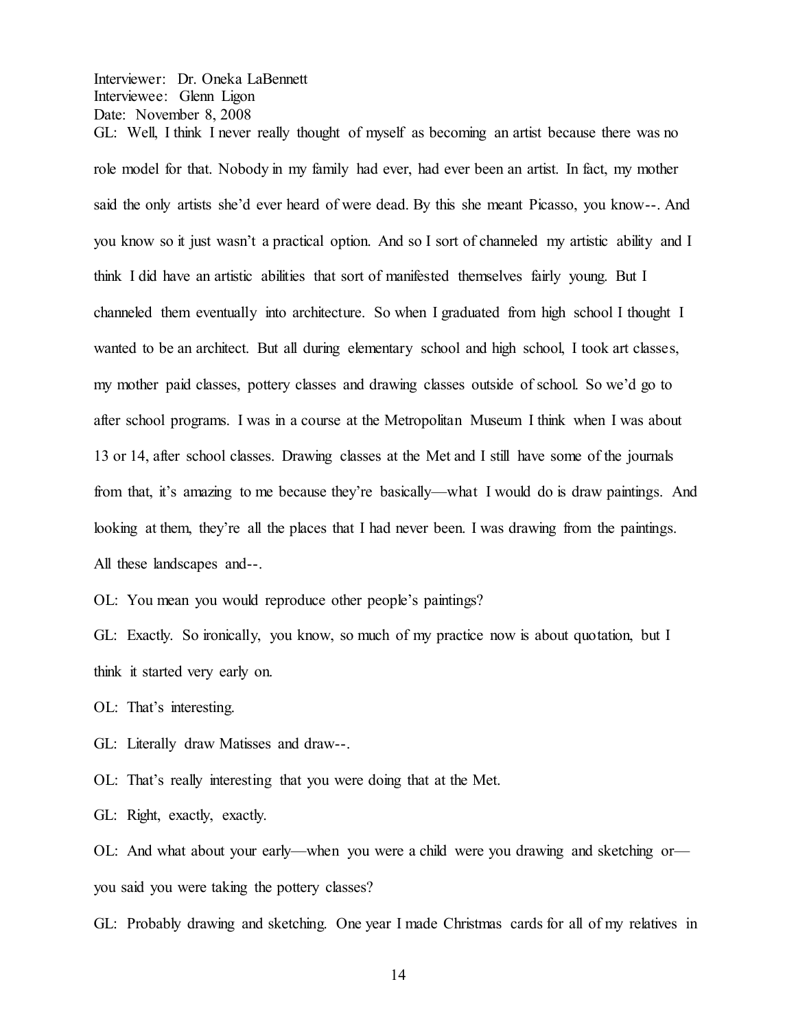Interviewer: Dr. Oneka LaBennett
Interviewee: Glenn Ligon
Date: November 8, 2008

GL: Well, I think I never really thought of myself as becoming an artist because there was no role model for that. Nobody in my family had ever, had ever been an artist. In fact, my mother said the only artists she'd ever heard of were dead. By this she meant Picasso, you know--. And you know so it just wasn't a practical option. And so I sort of channeled my artistic ability and I think I did have an artistic abilities that sort of manifested themselves fairly young. But I channeled them eventually into architecture. So when I graduated from high school I thought I wanted to be an architect. But all during elementary school and high school, I took art classes, my mother paid classes, pottery classes and drawing classes outside of school. So we'd go to after school programs. I was in a course at the Metropolitan Museum I think when I was about 13 or 14, after school classes. Drawing classes at the Met and I still have some of the journals from that, it's amazing to me because they're basically—what I would do is draw paintings. And looking at them, they're all the places that I had never been. I was drawing from the paintings. All these landscapes and--.

OL: You mean you would reproduce other people's paintings?

GL: Exactly. So ironically, you know, so much of my practice now is about quotation, but I think it started very early on.

OL: That's interesting.

GL: Literally draw Matisses and draw--.

OL: That's really interesting that you were doing that at the Met.

GL: Right, exactly, exactly.

OL: And what about your early—when you were a child were you drawing and sketching or—you said you were taking the pottery classes?

GL: Probably drawing and sketching. One year I made Christmas cards for all of my relatives in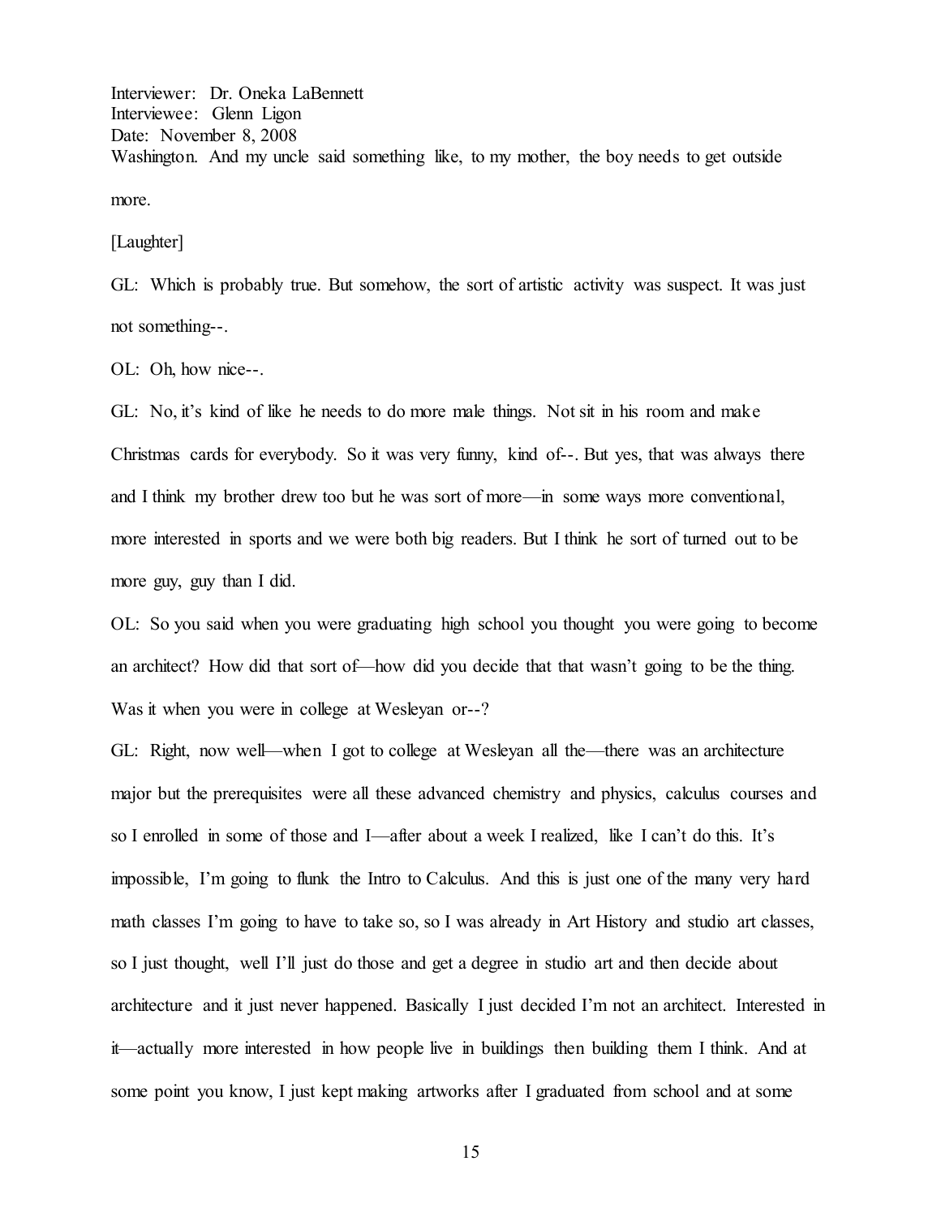Washington. And my uncle said something like, to my mother, the boy needs to get outside more.

[Laughter]

GL: Which is probably true. But somehow, the sort of artistic activity was suspect. It was just not something--.

OL: Oh, how nice--.

GL: No, it's kind of like he needs to do more male things. Not sit in his room and make Christmas cards for everybody. So it was very funny, kind of--. But yes, that was always there and I think my brother drew too but he was sort of more—in some ways more conventional, more interested in sports and we were both big readers. But I think he sort of turned out to be more guy, guy than I did.

OL: So you said when you were graduating high school you thought you were going to become an architect? How did that sort of—how did you decide that that wasn't going to be the thing. Was it when you were in college at Wesleyan or--?

GL: Right, now well—when I got to college at Wesleyan all the—there was an architecture major but the prerequisites were all these advanced chemistry and physics, calculus courses and so I enrolled in some of those and I—after about a week I realized, like I can't do this. It's impossible, I'm going to flunk the Intro to Calculus. And this is just one of the many very hard math classes I'm going to have to take so, so I was already in Art History and studio art classes, so I just thought, well I'll just do those and get a degree in studio art and then decide about architecture and it just never happened. Basically I just decided I'm not an architect. Interested in it—actually more interested in how people live in buildings then building them I think. And at some point you know, I just kept making artworks after I graduated from school and at some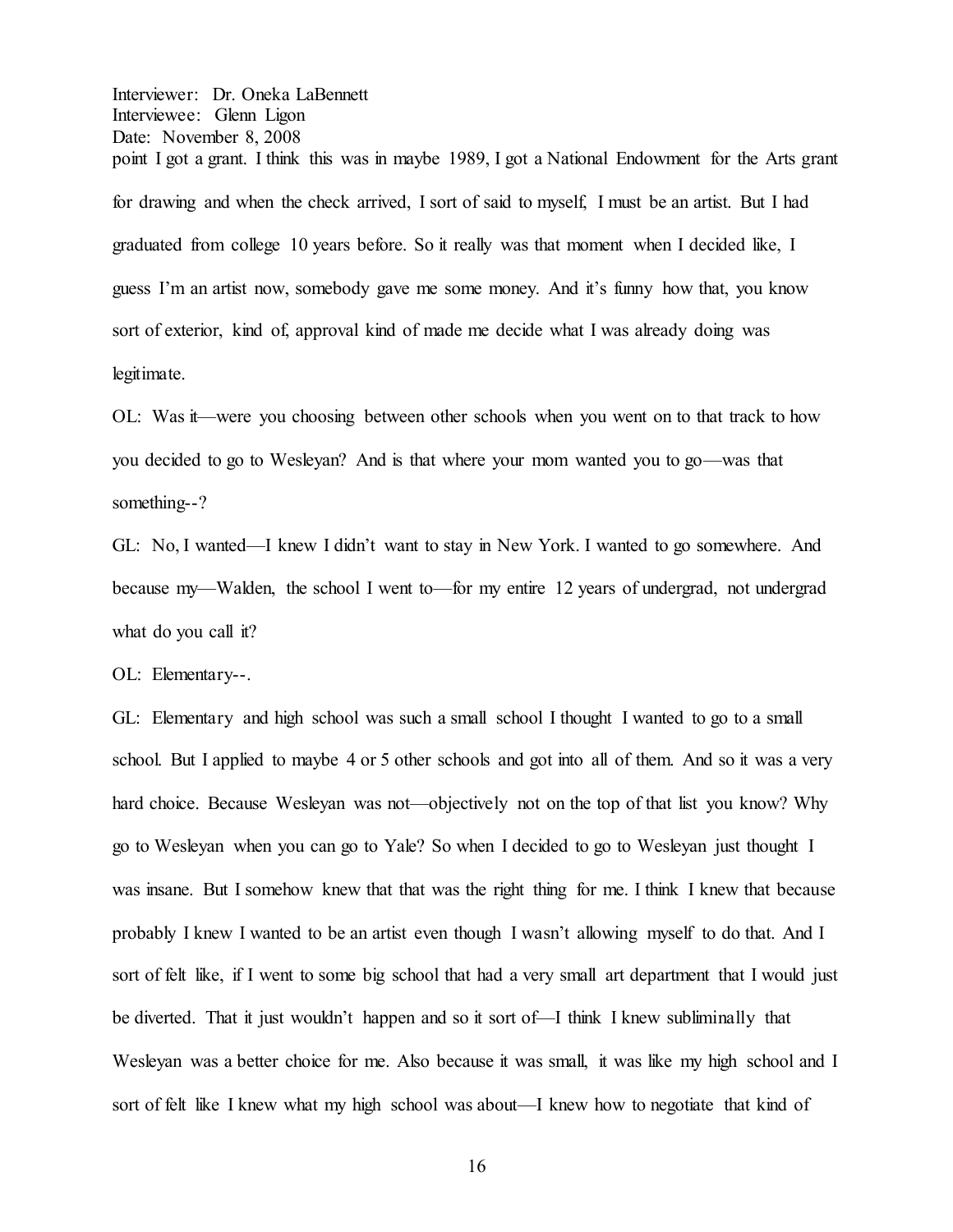point I got a grant. I think this was in maybe 1989, I got a National Endowment for the Arts grant for drawing and when the check arrived, I sort of said to myself, I must be an artist. But I had graduated from college 10 years before. So it really was that moment when I decided like, I guess I'm an artist now, somebody gave me some money. And it's funny how that, you know sort of exterior, kind of, approval kind of made me decide what I was already doing was legitimate.

OL: Was it—were you choosing between other schools when you went on to that track to how you decided to go to Wesleyan? And is that where your mom wanted you to go—was that something--?

GL: No, I wanted—I knew I didn't want to stay in New York. I wanted to go somewhere. And because my—Walden, the school I went to—for my entire 12 years of undergrad, not undergrad what do you call it?

OL: Elementary--.

GL: Elementary and high school was such a small school I thought I wanted to go to a small school. But I applied to maybe 4 or 5 other schools and got into all of them. And so it was a very hard choice. Because Wesleyan was not—objectively not on the top of that list you know? Why go to Wesleyan when you can go to Yale? So when I decided to go to Wesleyan just thought I was insane. But I somehow knew that that was the right thing for me. I think I knew that because probably I knew I wanted to be an artist even though I wasn't allowing myself to do that. And I sort of felt like, if I went to some big school that had a very small art department that I would just be diverted. That it just wouldn't happen and so it sort of—I think I knew subliminally that Wesleyan was a better choice for me. Also because it was small, it was like my high school and I sort of felt like I knew what my high school was about—I knew how to negotiate that kind of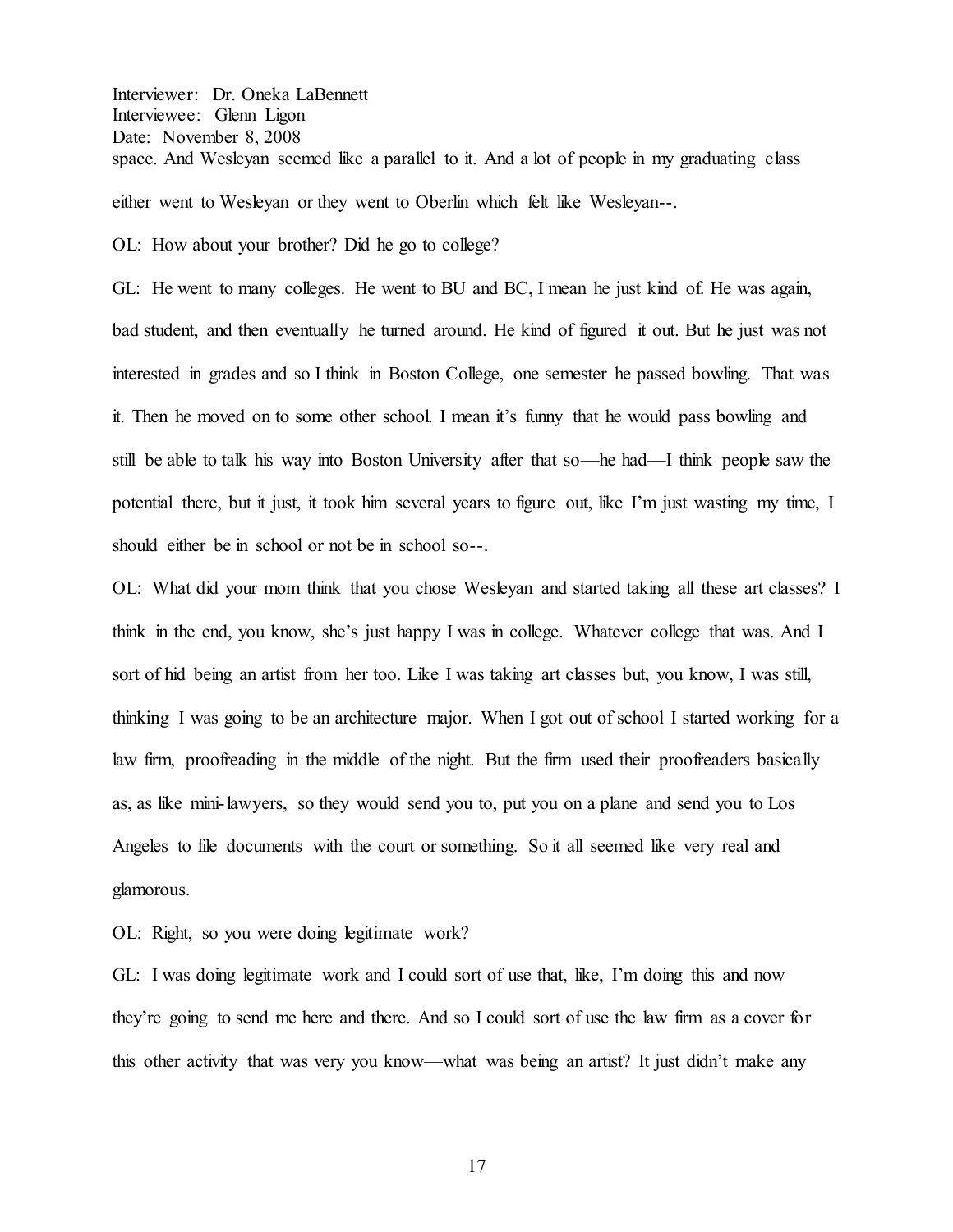space. And Wesleyan seemed like a parallel to it. And a lot of people in my graduating class either went to Wesleyan or they went to Oberlin which felt like Wesleyan--.

OL: How about your brother? Did he go to college?

GL: He went to many colleges. He went to BU and BC, I mean he just kind of. He was again, bad student, and then eventually he turned around. He kind of figured it out. But he just was not interested in grades and so I think in Boston College, one semester he passed bowling. That was it. Then he moved on to some other school. I mean it's funny that he would pass bowling and still be able to talk his way into Boston University after that so—he had—I think people saw the potential there, but it just, it took him several years to figure out, like I'm just wasting my time, I should either be in school or not be in school so--.

OL: What did your mom think that you chose Wesleyan and started taking all these art classes? I think in the end, you know, she's just happy I was in college. Whatever college that was. And I sort of hid being an artist from her too. Like I was taking art classes but, you know, I was still, thinking I was going to be an architecture major. When I got out of school I started working for a law firm, proofreading in the middle of the night. But the firm used their proofreaders basically as, as like mini-lawyers, so they would send you to, put you on a plane and send you to Los Angeles to file documents with the court or something. So it all seemed like very real and glamorous.

OL: Right, so you were doing legitimate work?

GL: I was doing legitimate work and I could sort of use that, like, I'm doing this and now they're going to send me here and there. And so I could sort of use the law firm as a cover for this other activity that was very you know—what was being an artist? It just didn't make any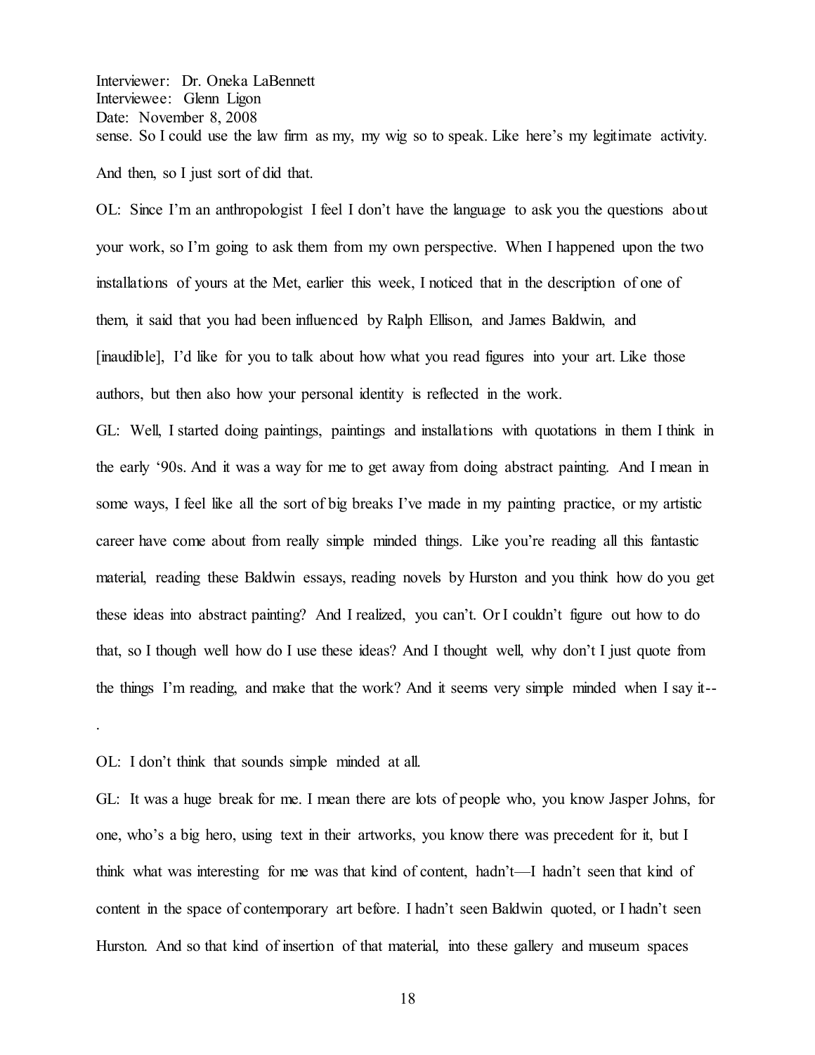sense. So I could use the law firm as my, my wig so to speak. Like here's my legitimate activity. And then, so I just sort of did that.

OL: Since I'm an anthropologist I feel I don't have the language to ask you the questions about your work, so I'm going to ask them from my own perspective. When I happened upon the two installations of yours at the Met, earlier this week, I noticed that in the description of one of them, it said that you had been influenced by Ralph Ellison, and James Baldwin, and [inaudible], I'd like for you to talk about how what you read figures into your art. Like those authors, but then also how your personal identity is reflected in the work.

GL: Well, I started doing paintings, paintings and installations with quotations in them I think in the early '90s. And it was a way for me to get away from doing abstract painting. And I mean in some ways, I feel like all the sort of big breaks I've made in my painting practice, or my artistic career have come about from really simple minded things. Like you're reading all this fantastic material, reading these Baldwin essays, reading novels by Hurston and you think how do you get these ideas into abstract painting? And I realized, you can't. Or I couldn't figure out how to do that, so I though well how do I use these ideas? And I thought well, why don't I just quote from the things I'm reading, and make that the work? And it seems very simple minded when I say it--

.

OL: I don't think that sounds simple minded at all.

GL: It was a huge break for me. I mean there are lots of people who, you know Jasper Johns, for one, who's a big hero, using text in their artworks, you know there was precedent for it, but I think what was interesting for me was that kind of content, hadn't—I hadn't seen that kind of content in the space of contemporary art before. I hadn't seen Baldwin quoted, or I hadn't seen Hurston. And so that kind of insertion of that material, into these gallery and museum spaces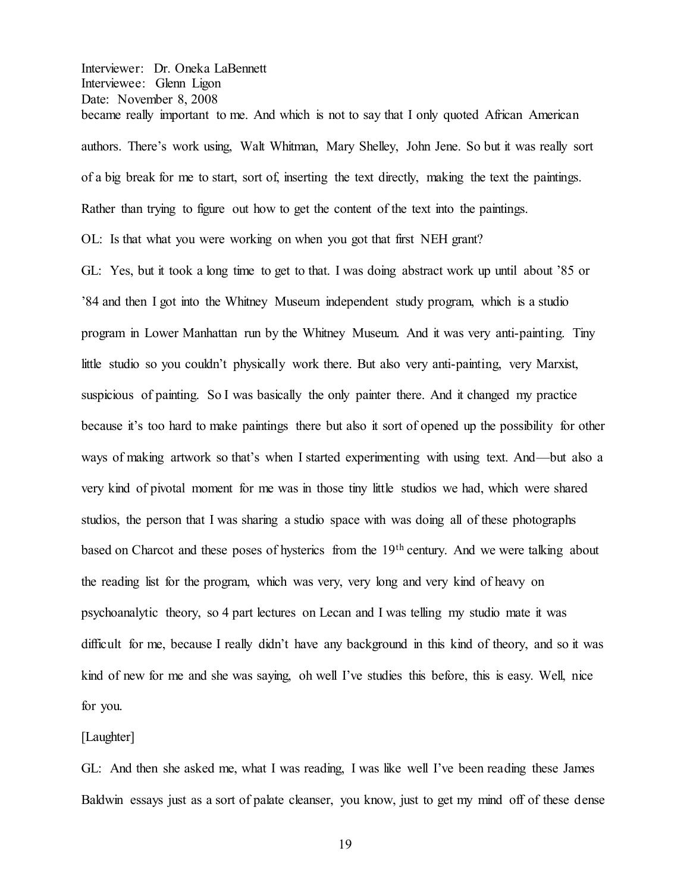became really important to me. And which is not to say that I only quoted African American authors. There's work using, Walt Whitman, Mary Shelley, John Jene. So but it was really sort of a big break for me to start, sort of, inserting the text directly, making the text the paintings. Rather than trying to figure out how to get the content of the text into the paintings.

OL: Is that what you were working on when you got that first NEH grant?

GL: Yes, but it took a long time to get to that. I was doing abstract work up until about '85 or '84 and then I got into the Whitney Museum independent study program, which is a studio program in Lower Manhattan run by the Whitney Museum. And it was very anti-painting. Tiny little studio so you couldn't physically work there. But also very anti-painting, very Marxist, suspicious of painting. So I was basically the only painter there. And it changed my practice because it's too hard to make paintings there but also it sort of opened up the possibility for other ways of making artwork so that's when I started experimenting with using text. And—but also a very kind of pivotal moment for me was in those tiny little studios we had, which were shared studios, the person that I was sharing a studio space with was doing all of these photographs based on Charcot and these poses of hysterics from the 19th century. And we were talking about the reading list for the program, which was very, very long and very kind of heavy on psychoanalytic theory, so 4 part lectures on Lecan and I was telling my studio mate it was difficult for me, because I really didn't have any background in this kind of theory, and so it was kind of new for me and she was saying, oh well I've studies this before, this is easy. Well, nice for you.

[Laughter]

GL: And then she asked me, what I was reading, I was like well I've been reading these James Baldwin essays just as a sort of palate cleanser, you know, just to get my mind off of these dense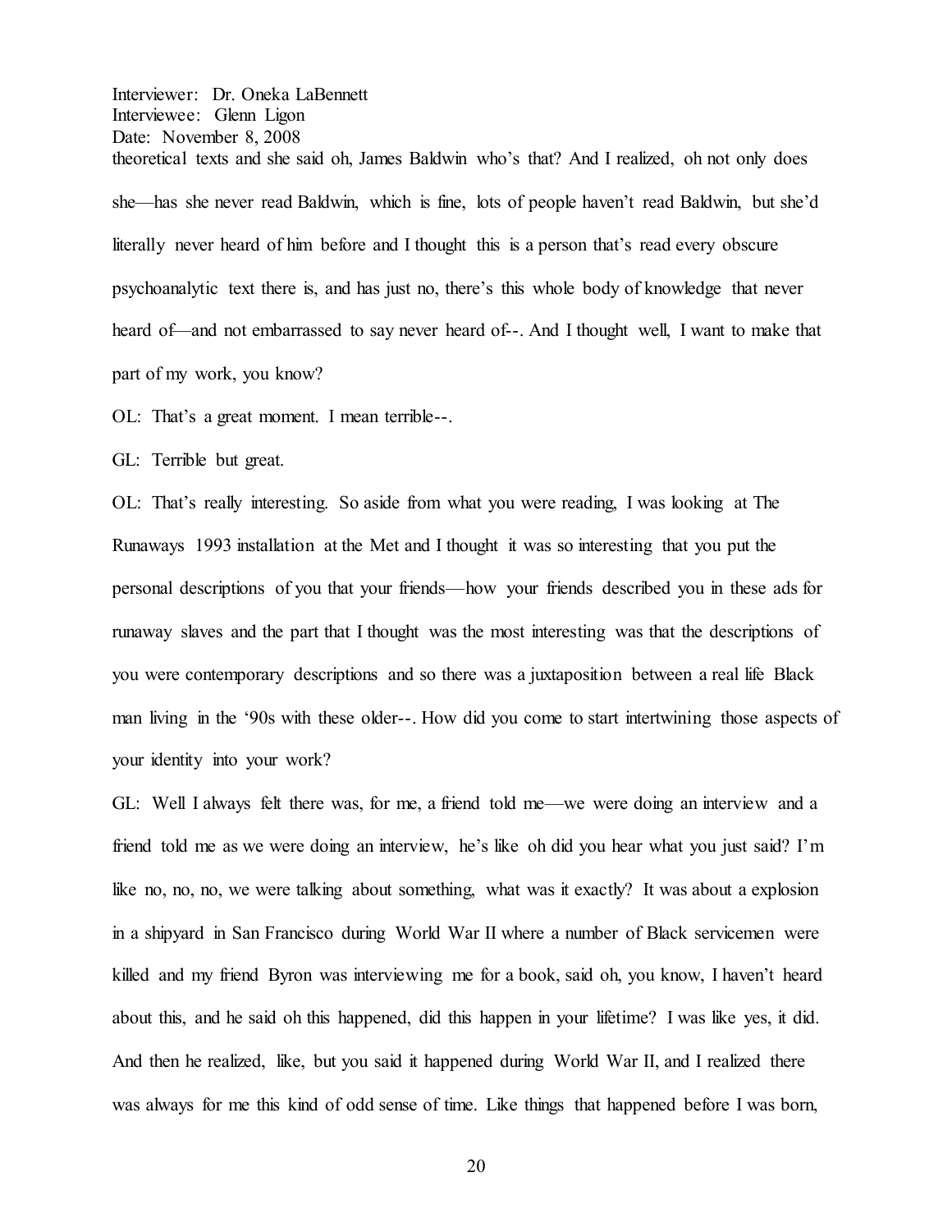theoretical texts and she said oh, James Baldwin who's that? And I realized, oh not only does she—has she never read Baldwin, which is fine, lots of people haven't read Baldwin, but she'd literally never heard of him before and I thought this is a person that's read every obscure psychoanalytic text there is, and has just no, there's this whole body of knowledge that never heard of—and not embarrassed to say never heard of--. And I thought well, I want to make that part of my work, you know?

OL: That's a great moment. I mean terrible--.

GL: Terrible but great.

OL: That's really interesting. So aside from what you were reading, I was looking at The Runaways 1993 installation at the Met and I thought it was so interesting that you put the personal descriptions of you that your friends—how your friends described you in these ads for runaway slaves and the part that I thought was the most interesting was that the descriptions of you were contemporary descriptions and so there was a juxtaposition between a real life Black man living in the '90s with these older--. How did you come to start intertwining those aspects of your identity into your work?

GL: Well I always felt there was, for me, a friend told me—we were doing an interview and a friend told me as we were doing an interview, he's like oh did you hear what you just said? I'm like no, no, no, we were talking about something, what was it exactly? It was about a explosion in a shipyard in San Francisco during World War II where a number of Black servicemen were killed and my friend Byron was interviewing me for a book, said oh, you know, I haven't heard about this, and he said oh this happened, did this happen in your lifetime? I was like yes, it did. And then he realized, like, but you said it happened during World War II, and I realized there was always for me this kind of odd sense of time. Like things that happened before I was born,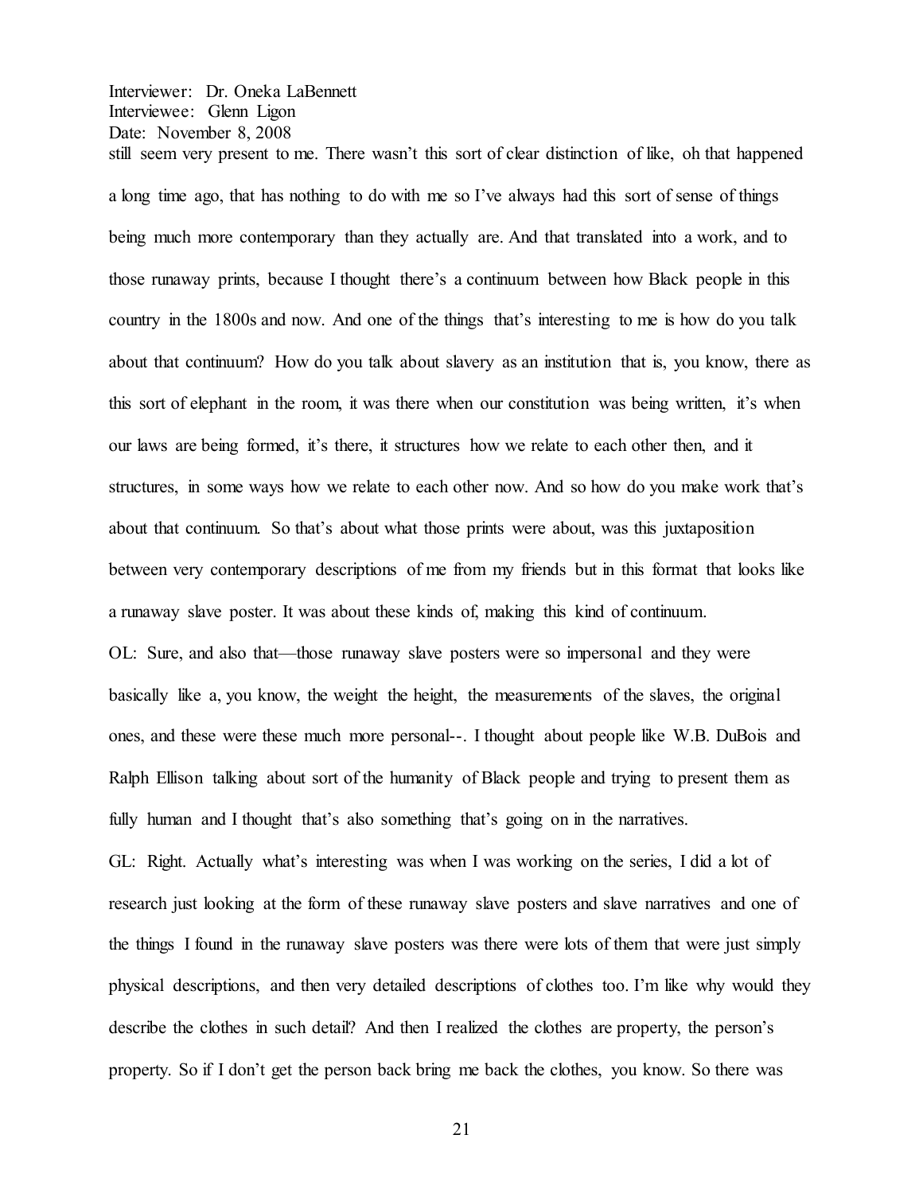still seem very present to me. There wasn't this sort of clear distinction of like, oh that happened a long time ago, that has nothing to do with me so I've always had this sort of sense of things being much more contemporary than they actually are. And that translated into a work, and to those runaway prints, because I thought there's a continuum between how Black people in this country in the 1800s and now. And one of the things that's interesting to me is how do you talk about that continuum? How do you talk about slavery as an institution that is, you know, there as this sort of elephant in the room, it was there when our constitution was being written, it's when our laws are being formed, it's there, it structures how we relate to each other then, and it structures, in some ways how we relate to each other now. And so how do you make work that's about that continuum. So that's about what those prints were about, was this juxtaposition between very contemporary descriptions of me from my friends but in this format that looks like a runaway slave poster. It was about these kinds of, making this kind of continuum.

OL: Sure, and also that—those runaway slave posters were so impersonal and they were basically like a, you know, the weight the height, the measurements of the slaves, the original ones, and these were these much more personal--. I thought about people like W.B. DuBois and Ralph Ellison talking about sort of the humanity of Black people and trying to present them as fully human and I thought that's also something that's going on in the narratives.

GL: Right. Actually what's interesting was when I was working on the series, I did a lot of research just looking at the form of these runaway slave posters and slave narratives and one of the things I found in the runaway slave posters was there were lots of them that were just simply physical descriptions, and then very detailed descriptions of clothes too. I'm like why would they describe the clothes in such detail? And then I realized the clothes are property, the person's property. So if I don't get the person back bring me back the clothes, you know. So there was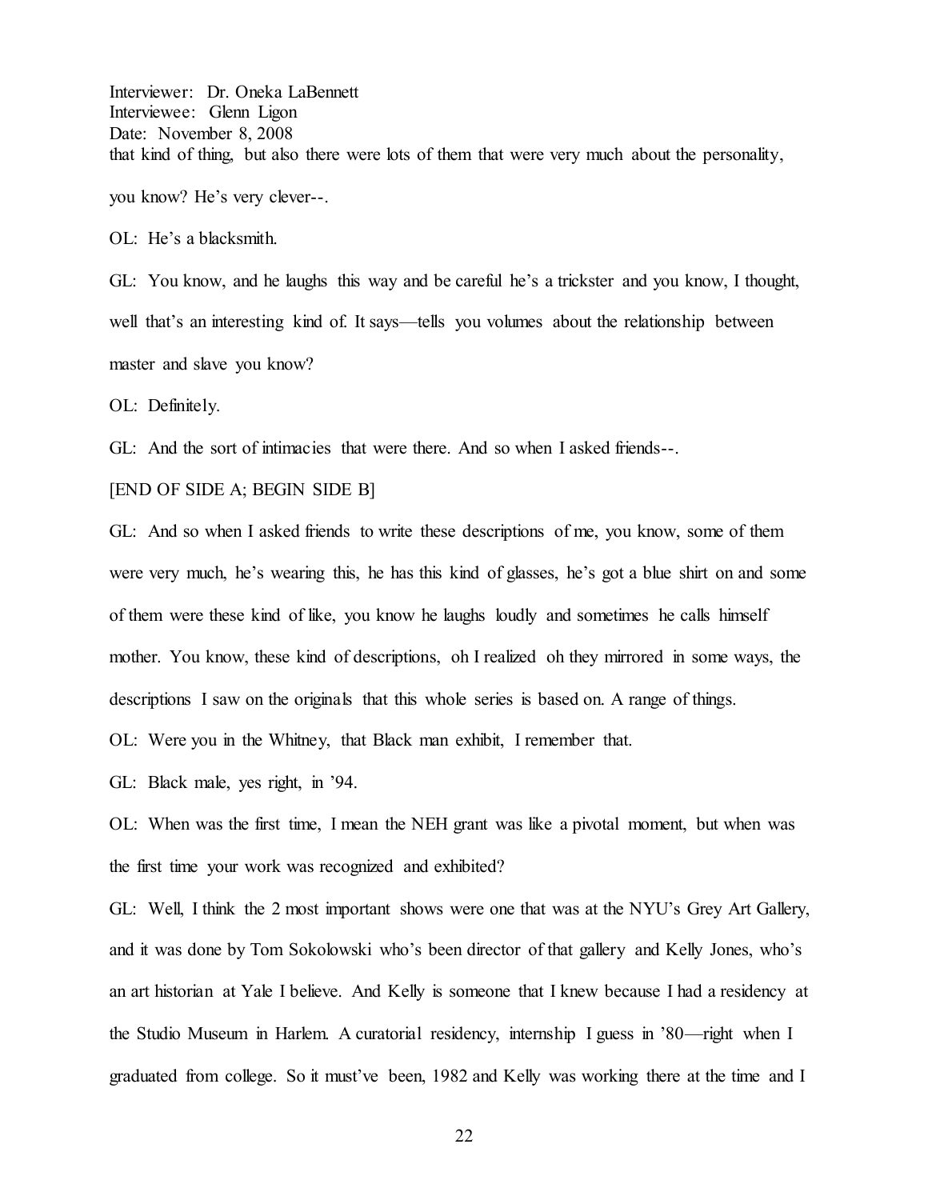that kind of thing, but also there were lots of them that were very much about the personality, you know? He's very clever--.

OL: He's a blacksmith.

GL: You know, and he laughs this way and be careful he's a trickster and you know, I thought, well that's an interesting kind of. It says—tells you volumes about the relationship between master and slave you know?

OL: Definitely.

GL: And the sort of intimacies that were there. And so when I asked friends--.

[END OF SIDE A; BEGIN SIDE B]

GL: And so when I asked friends to write these descriptions of me, you know, some of them were very much, he's wearing this, he has this kind of glasses, he's got a blue shirt on and some of them were these kind of like, you know he laughs loudly and sometimes he calls himself mother. You know, these kind of descriptions, oh I realized oh they mirrored in some ways, the descriptions I saw on the originals that this whole series is based on. A range of things.

OL: Were you in the Whitney, that Black man exhibit, I remember that.

GL: Black male, yes right, in '94.

OL: When was the first time, I mean the NEH grant was like a pivotal moment, but when was the first time your work was recognized and exhibited?

GL: Well, I think the 2 most important shows were one that was at the NYU's Grey Art Gallery, and it was done by Tom Sokolowski who's been director of that gallery and Kelly Jones, who's an art historian at Yale I believe. And Kelly is someone that I knew because I had a residency at the Studio Museum in Harlem. A curatorial residency, internship I guess in '80—right when I graduated from college. So it must've been, 1982 and Kelly was working there at the time and I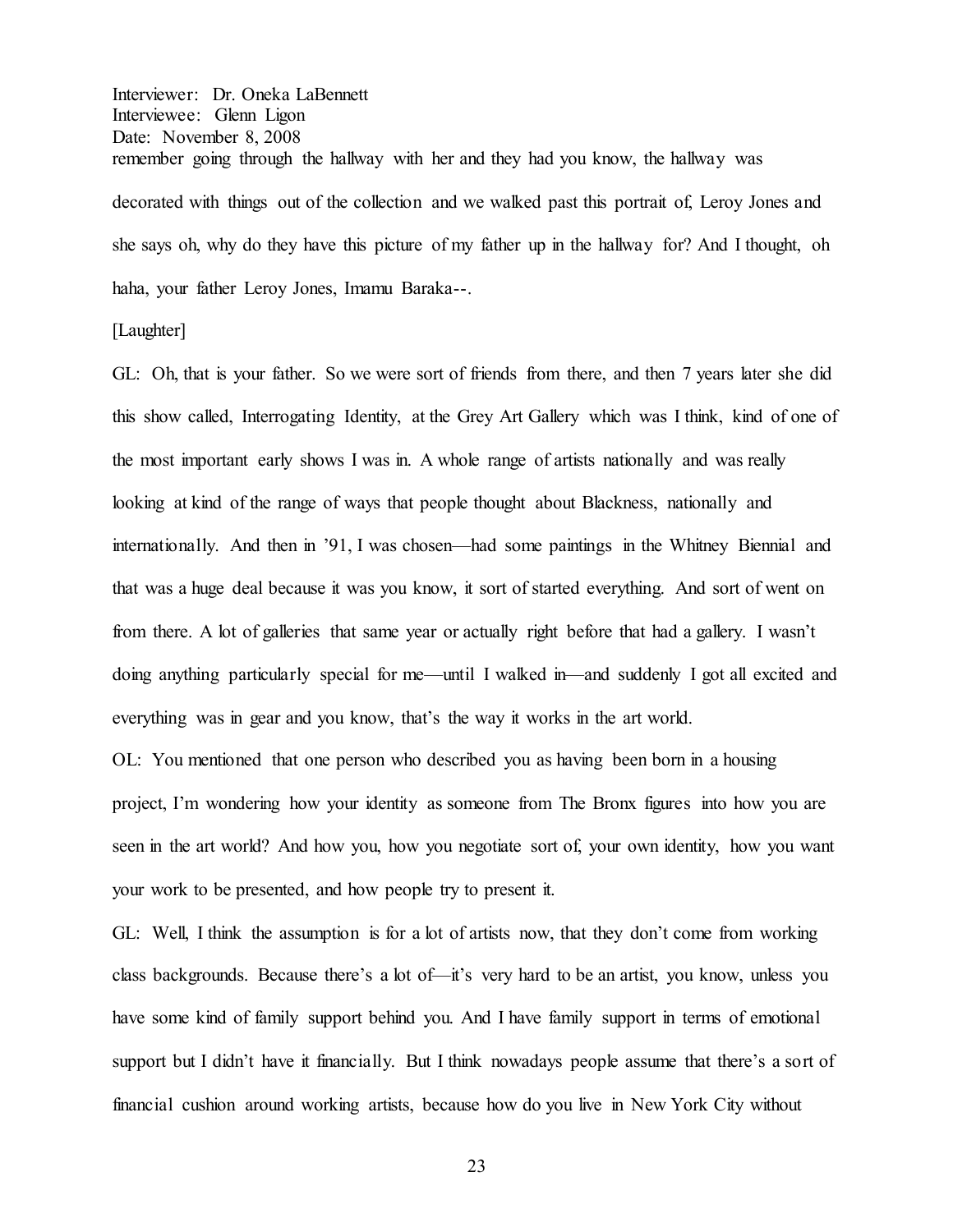remember going through the hallway with her and they had you know, the hallway was decorated with things out of the collection and we walked past this portrait of, Leroy Jones and she says oh, why do they have this picture of my father up in the hallway for? And I thought, oh haha, your father Leroy Jones, Imamu Baraka--.

[Laughter]

GL: Oh, that is your father. So we were sort of friends from there, and then 7 years later she did this show called, Interrogating Identity, at the Grey Art Gallery which was I think, kind of one of the most important early shows I was in. A whole range of artists nationally and was really looking at kind of the range of ways that people thought about Blackness, nationally and internationally. And then in '91, I was chosen—had some paintings in the Whitney Biennial and that was a huge deal because it was you know, it sort of started everything. And sort of went on from there. A lot of galleries that same year or actually right before that had a gallery. I wasn't doing anything particularly special for me—until I walked in—and suddenly I got all excited and everything was in gear and you know, that's the way it works in the art world.

OL: You mentioned that one person who described you as having been born in a housing project, I'm wondering how your identity as someone from The Bronx figures into how you are seen in the art world? And how you, how you negotiate sort of, your own identity, how you want your work to be presented, and how people try to present it.

GL: Well, I think the assumption is for a lot of artists now, that they don't come from working class backgrounds. Because there's a lot of—it's very hard to be an artist, you know, unless you have some kind of family support behind you. And I have family support in terms of emotional support but I didn't have it financially. But I think nowadays people assume that there's a sort of financial cushion around working artists, because how do you live in New York City without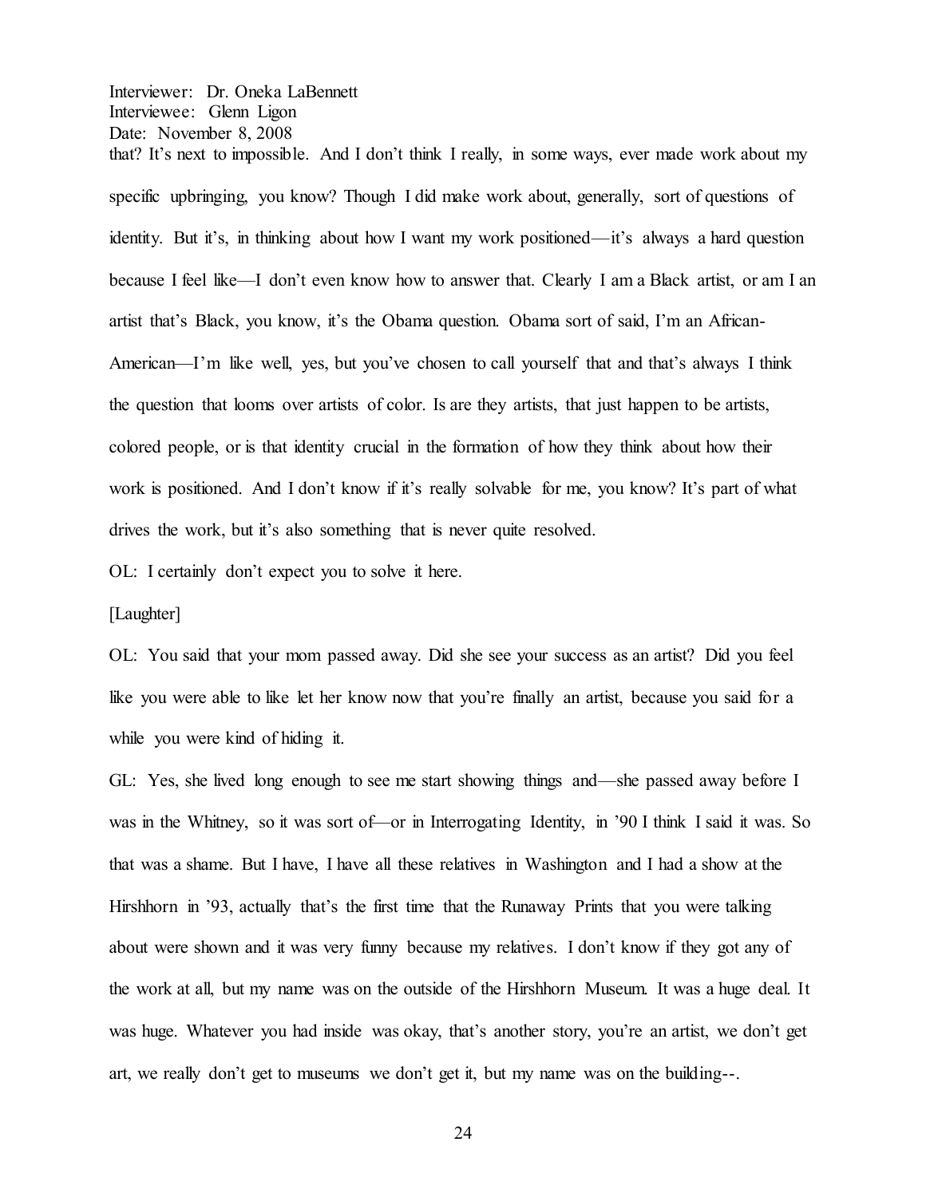that? It's next to impossible. And I don't think I really, in some ways, ever made work about my specific upbringing, you know? Though I did make work about, generally, sort of questions of identity. But it's, in thinking about how I want my work positioned—it's always a hard question because I feel like—I don't even know how to answer that. Clearly I am a Black artist, or am I an artist that's Black, you know, it's the Obama question. Obama sort of said, I'm an African-American—I'm like well, yes, but you've chosen to call yourself that and that's always I think the question that looms over artists of color. Is are they artists, that just happen to be artists, colored people, or is that identity crucial in the formation of how they think about how their work is positioned. And I don't know if it's really solvable for me, you know? It's part of what drives the work, but it's also something that is never quite resolved.

OL: I certainly don't expect you to solve it here.

[Laughter]

OL: You said that your mom passed away. Did she see your success as an artist? Did you feel like you were able to like let her know now that you're finally an artist, because you said for a while you were kind of hiding it.

GL: Yes, she lived long enough to see me start showing things and—she passed away before I was in the Whitney, so it was sort of—or in Interrogating Identity, in '90 I think I said it was. So that was a shame. But I have, I have all these relatives in Washington and I had a show at the Hirshhorn in '93, actually that's the first time that the Runaway Prints that you were talking about were shown and it was very funny because my relatives. I don't know if they got any of the work at all, but my name was on the outside of the Hirshhorn Museum. It was a huge deal. It was huge. Whatever you had inside was okay, that's another story, you're an artist, we don't get art, we really don't get to museums we don't get it, but my name was on the building--.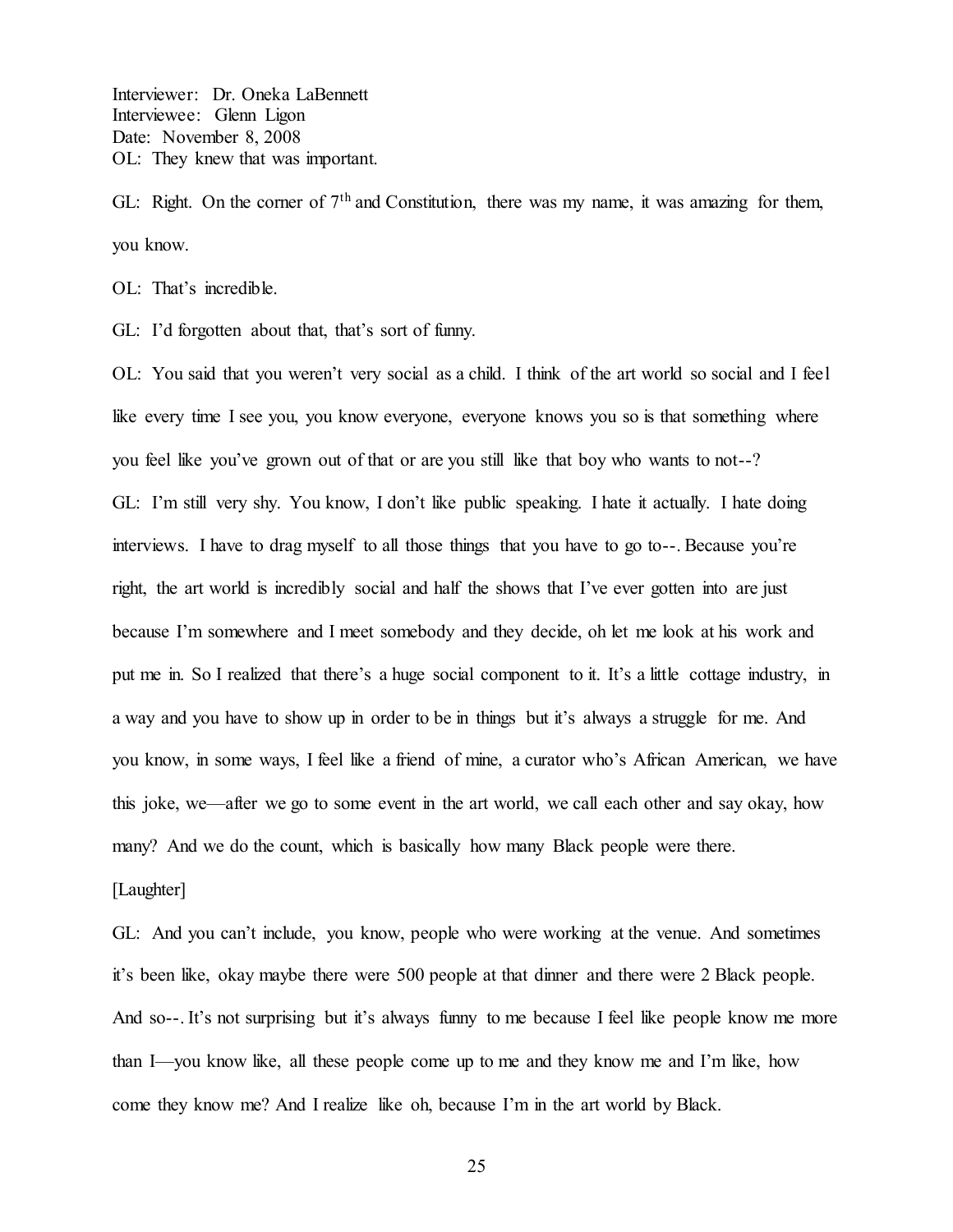Interviewer: Dr. Oneka LaBennett
Interviewee: Glenn Ligon
Date: November 8, 2008

OL: They knew that was important.

GL: Right. On the corner of 7th and Constitution, there was my name, it was amazing for them, you know.

OL: That's incredible.

GL: I'd forgotten about that, that's sort of funny.

OL: You said that you weren't very social as a child. I think of the art world so social and I feel like every time I see you, you know everyone, everyone knows you so is that something where you feel like you've grown out of that or are you still like that boy who wants to not--?

GL: I'm still very shy. You know, I don't like public speaking. I hate it actually. I hate doing interviews. I have to drag myself to all those things that you have to go to--. Because you're right, the art world is incredibly social and half the shows that I've ever gotten into are just because I'm somewhere and I meet somebody and they decide, oh let me look at his work and put me in. So I realized that there's a huge social component to it. It's a little cottage industry, in a way and you have to show up in order to be in things but it's always a struggle for me. And you know, in some ways, I feel like a friend of mine, a curator who's African American, we have this joke, we—after we go to some event in the art world, we call each other and say okay, how many? And we do the count, which is basically how many Black people were there.

[Laughter]

GL: And you can't include, you know, people who were working at the venue. And sometimes it's been like, okay maybe there were 500 people at that dinner and there were 2 Black people. And so--. It's not surprising but it's always funny to me because I feel like people know me more than I—you know like, all these people come up to me and they know me and I'm like, how come they know me? And I realize like oh, because I'm in the art world by Black.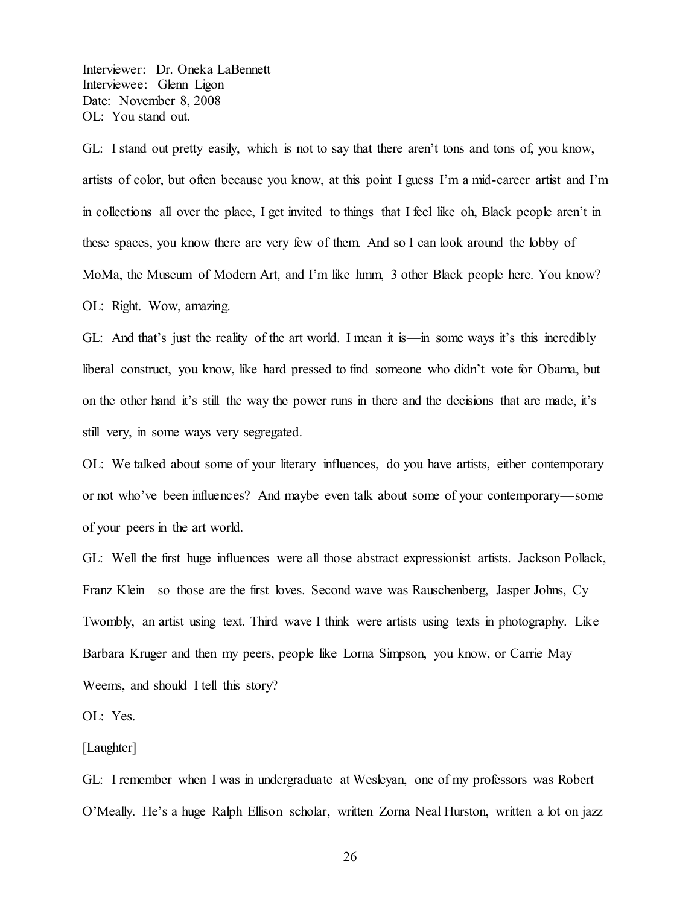Interviewer: Dr. Oneka LaBennett
Interviewee: Glenn Ligon
Date: November 8, 2008

OL: You stand out.

GL: I stand out pretty easily, which is not to say that there aren't tons and tons of, you know, artists of color, but often because you know, at this point I guess I'm a mid-career artist and I'm in collections all over the place, I get invited to things that I feel like oh, Black people aren't in these spaces, you know there are very few of them. And so I can look around the lobby of MoMa, the Museum of Modern Art, and I'm like hmm, 3 other Black people here. You know?

OL: Right. Wow, amazing.

GL: And that's just the reality of the art world. I mean it is—in some ways it's this incredibly liberal construct, you know, like hard pressed to find someone who didn't vote for Obama, but on the other hand it's still the way the power runs in there and the decisions that are made, it's still very, in some ways very segregated.

OL: We talked about some of your literary influences, do you have artists, either contemporary or not who've been influences? And maybe even talk about some of your contemporary—some of your peers in the art world.

GL: Well the first huge influences were all those abstract expressionist artists. Jackson Pollack, Franz Klein—so those are the first loves. Second wave was Rauschenberg, Jasper Johns, Cy Twombly, an artist using text. Third wave I think were artists using texts in photography. Like Barbara Kruger and then my peers, people like Lorna Simpson, you know, or Carrie May Weems, and should I tell this story?

OL: Yes.

[Laughter]

GL: I remember when I was in undergraduate at Wesleyan, one of my professors was Robert O'Meally. He's a huge Ralph Ellison scholar, written Zorna Neal Hurston, written a lot on jazz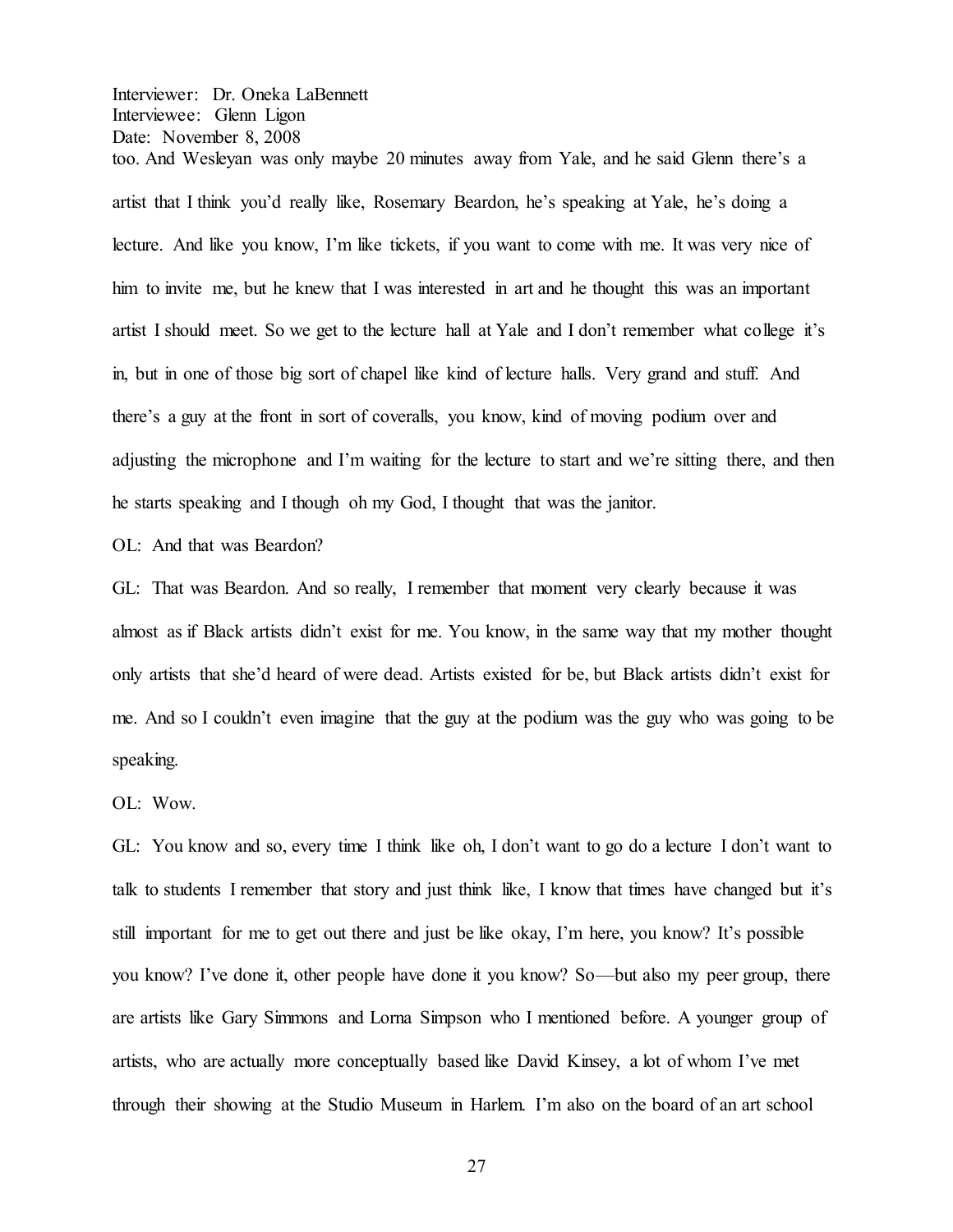too. And Wesleyan was only maybe 20 minutes away from Yale, and he said Glenn there's a artist that I think you'd really like, Rosemary Beardon, he's speaking at Yale, he's doing a lecture. And like you know, I'm like tickets, if you want to come with me. It was very nice of him to invite me, but he knew that I was interested in art and he thought this was an important artist I should meet. So we get to the lecture hall at Yale and I don't remember what college it's in, but in one of those big sort of chapel like kind of lecture halls. Very grand and stuff. And there's a guy at the front in sort of coveralls, you know, kind of moving podium over and adjusting the microphone and I'm waiting for the lecture to start and we're sitting there, and then he starts speaking and I though oh my God, I thought that was the janitor.

OL: And that was Beardon?

GL: That was Beardon. And so really, I remember that moment very clearly because it was almost as if Black artists didn't exist for me. You know, in the same way that my mother thought only artists that she'd heard of were dead. Artists existed for be, but Black artists didn't exist for me. And so I couldn't even imagine that the guy at the podium was the guy who was going to be speaking.

OL: Wow.

GL: You know and so, every time I think like oh, I don't want to go do a lecture I don't want to talk to students I remember that story and just think like, I know that times have changed but it's still important for me to get out there and just be like okay, I'm here, you know? It's possible you know? I've done it, other people have done it you know? So—but also my peer group, there are artists like Gary Simmons and Lorna Simpson who I mentioned before. A younger group of artists, who are actually more conceptually based like David Kinsey, a lot of whom I've met through their showing at the Studio Museum in Harlem. I'm also on the board of an art school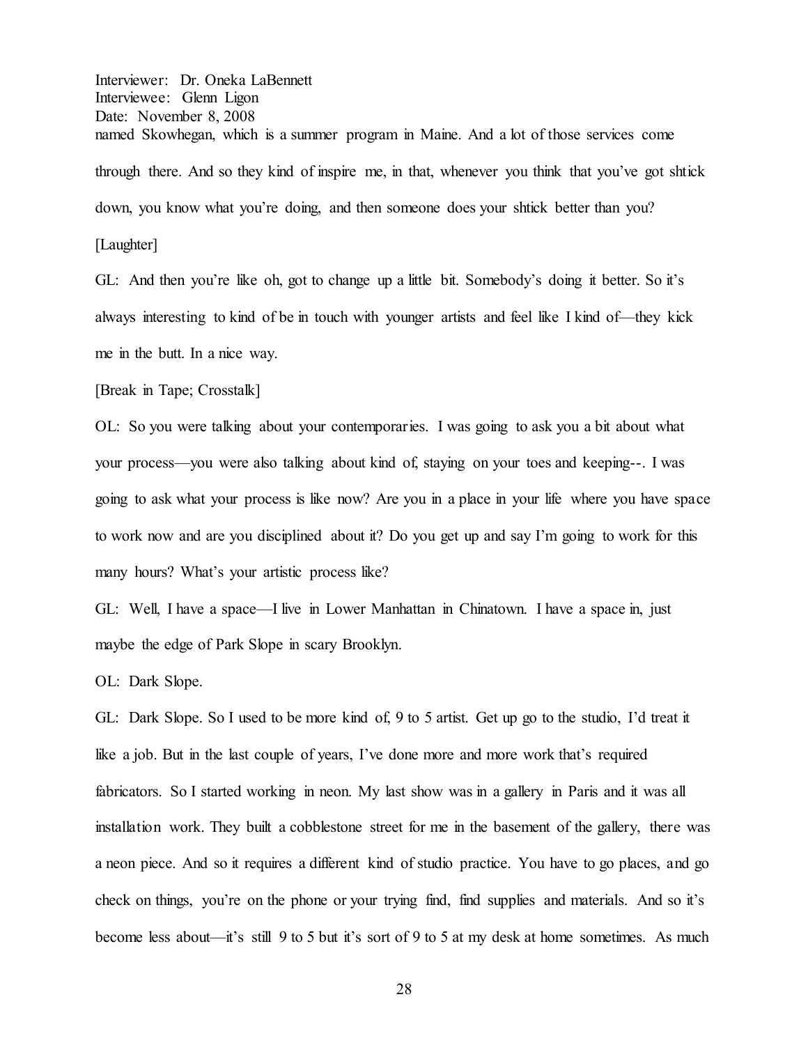named Skowhegan, which is a summer program in Maine. And a lot of those services come through there. And so they kind of inspire me, in that, whenever you think that you've got shtick down, you know what you're doing, and then someone does your shtick better than you?

[Laughter]

GL: And then you're like oh, got to change up a little bit. Somebody's doing it better. So it's always interesting to kind of be in touch with younger artists and feel like I kind of—they kick me in the butt. In a nice way.

[Break in Tape; Crosstalk]

OL: So you were talking about your contemporaries. I was going to ask you a bit about what your process—you were also talking about kind of, staying on your toes and keeping--. I was going to ask what your process is like now? Are you in a place in your life where you have space to work now and are you disciplined about it? Do you get up and say I'm going to work for this many hours? What's your artistic process like?

GL: Well, I have a space—I live in Lower Manhattan in Chinatown. I have a space in, just maybe the edge of Park Slope in scary Brooklyn.

OL: Dark Slope.

GL: Dark Slope. So I used to be more kind of, 9 to 5 artist. Get up go to the studio, I'd treat it like a job. But in the last couple of years, I've done more and more work that's required fabricators. So I started working in neon. My last show was in a gallery in Paris and it was all installation work. They built a cobblestone street for me in the basement of the gallery, there was a neon piece. And so it requires a different kind of studio practice. You have to go places, and go check on things, you're on the phone or your trying find, find supplies and materials. And so it's become less about—it's still 9 to 5 but it's sort of 9 to 5 at my desk at home sometimes. As much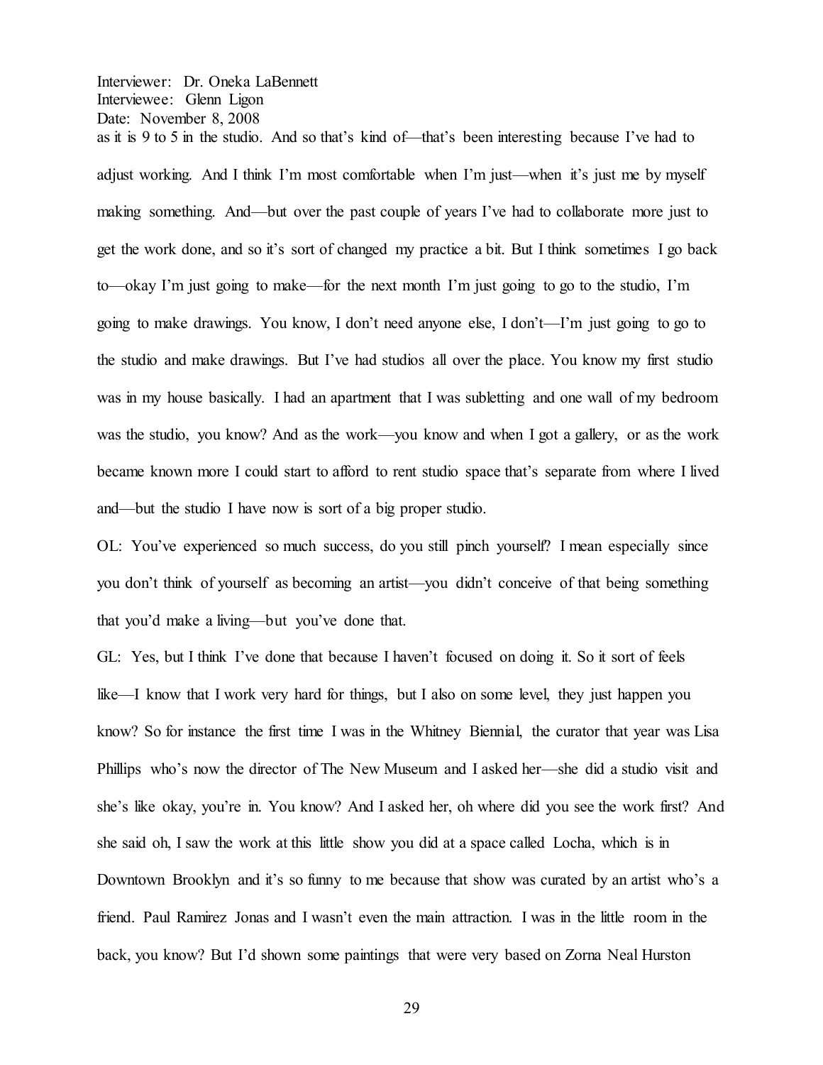as it is 9 to 5 in the studio. And so that's kind of—that's been interesting because I've had to adjust working. And I think I'm most comfortable when I'm just—when it's just me by myself making something. And—but over the past couple of years I've had to collaborate more just to get the work done, and so it's sort of changed my practice a bit. But I think sometimes I go back to—okay I'm just going to make—for the next month I'm just going to go to the studio, I'm going to make drawings. You know, I don't need anyone else, I don't—I'm just going to go to the studio and make drawings. But I've had studios all over the place. You know my first studio was in my house basically. I had an apartment that I was subletting and one wall of my bedroom was the studio, you know? And as the work—you know and when I got a gallery, or as the work became known more I could start to afford to rent studio space that's separate from where I lived and—but the studio I have now is sort of a big proper studio.

OL: You've experienced so much success, do you still pinch yourself? I mean especially since you don't think of yourself as becoming an artist—you didn't conceive of that being something that you'd make a living—but you've done that.

GL: Yes, but I think I've done that because I haven't focused on doing it. So it sort of feels like—I know that I work very hard for things, but I also on some level, they just happen you know? So for instance the first time I was in the Whitney Biennial, the curator that year was Lisa Phillips who's now the director of The New Museum and I asked her—she did a studio visit and she's like okay, you're in. You know? And I asked her, oh where did you see the work first? And she said oh, I saw the work at this little show you did at a space called Locha, which is in Downtown Brooklyn and it's so funny to me because that show was curated by an artist who's a friend. Paul Ramirez Jonas and I wasn't even the main attraction. I was in the little room in the back, you know? But I'd shown some paintings that were very based on Zorna Neal Hurston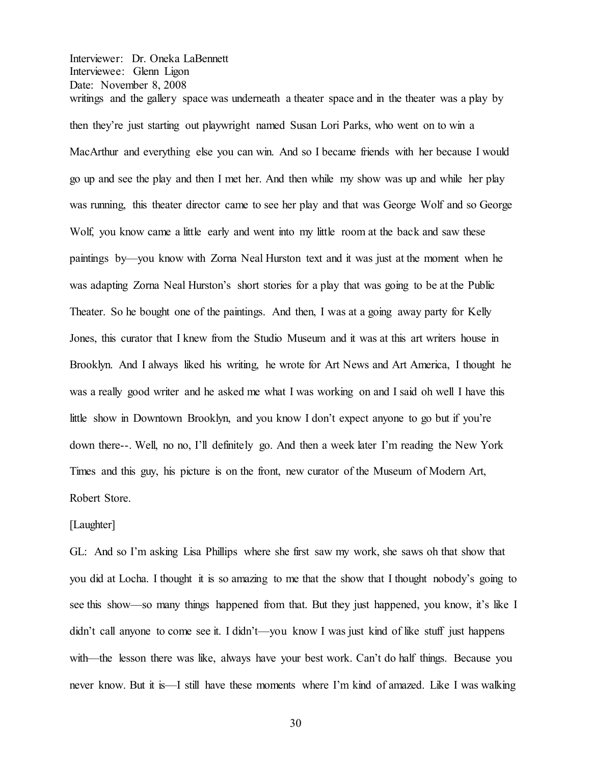writings and the gallery space was underneath a theater space and in the theater was a play by then they're just starting out playwright named Susan Lori Parks, who went on to win a MacArthur and everything else you can win. And so I became friends with her because I would go up and see the play and then I met her. And then while my show was up and while her play was running, this theater director came to see her play and that was George Wolf and so George Wolf, you know came a little early and went into my little room at the back and saw these paintings by—you know with Zorna Neal Hurston text and it was just at the moment when he was adapting Zorna Neal Hurston's short stories for a play that was going to be at the Public Theater. So he bought one of the paintings. And then, I was at a going away party for Kelly Jones, this curator that I knew from the Studio Museum and it was at this art writers house in Brooklyn. And I always liked his writing, he wrote for Art News and Art America, I thought he was a really good writer and he asked me what I was working on and I said oh well I have this little show in Downtown Brooklyn, and you know I don't expect anyone to go but if you're down there--. Well, no no, I'll definitely go. And then a week later I'm reading the New York Times and this guy, his picture is on the front, new curator of the Museum of Modern Art, Robert Store.

[Laughter]

GL: And so I'm asking Lisa Phillips where she first saw my work, she saws oh that show that you did at Locha. I thought it is so amazing to me that the show that I thought nobody's going to see this show—so many things happened from that. But they just happened, you know, it's like I didn't call anyone to come see it. I didn't—you know I was just kind of like stuff just happens with—the lesson there was like, always have your best work. Can't do half things. Because you never know. But it is—I still have these moments where I'm kind of amazed. Like I was walking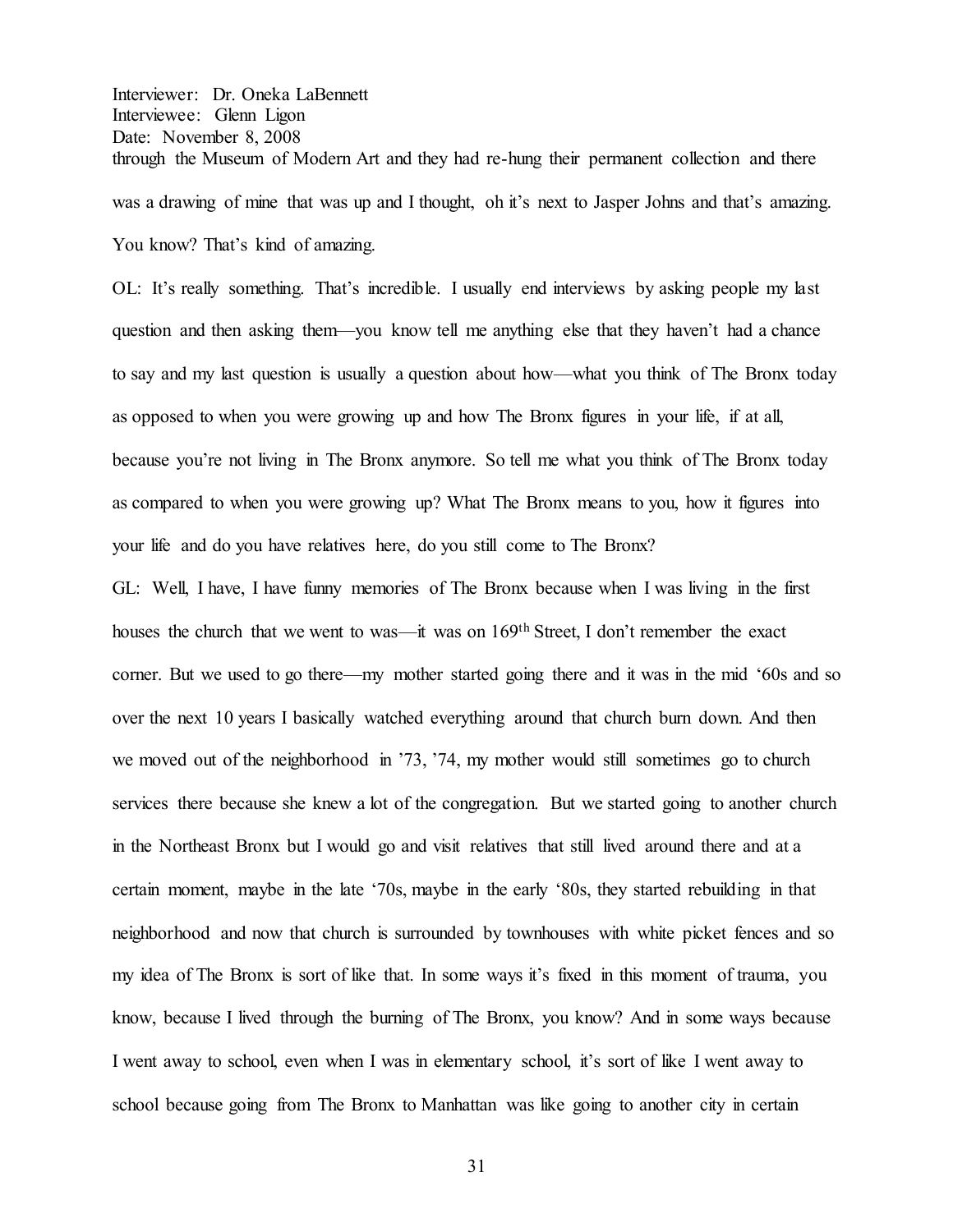through the Museum of Modern Art and they had re-hung their permanent collection and there was a drawing of mine that was up and I thought, oh it's next to Jasper Johns and that's amazing. You know? That's kind of amazing.

OL: It's really something. That's incredible. I usually end interviews by asking people my last question and then asking them—you know tell me anything else that they haven't had a chance to say and my last question is usually a question about how—what you think of The Bronx today as opposed to when you were growing up and how The Bronx figures in your life, if at all, because you're not living in The Bronx anymore. So tell me what you think of The Bronx today as compared to when you were growing up? What The Bronx means to you, how it figures into your life and do you have relatives here, do you still come to The Bronx?

GL: Well, I have, I have funny memories of The Bronx because when I was living in the first houses the church that we went to was—it was on 169th Street, I don't remember the exact corner. But we used to go there—my mother started going there and it was in the mid '60s and so over the next 10 years I basically watched everything around that church burn down. And then we moved out of the neighborhood in '73, '74, my mother would still sometimes go to church services there because she knew a lot of the congregation. But we started going to another church in the Northeast Bronx but I would go and visit relatives that still lived around there and at a certain moment, maybe in the late '70s, maybe in the early '80s, they started rebuilding in that neighborhood and now that church is surrounded by townhouses with white picket fences and so my idea of The Bronx is sort of like that. In some ways it's fixed in this moment of trauma, you know, because I lived through the burning of The Bronx, you know? And in some ways because I went away to school, even when I was in elementary school, it's sort of like I went away to school because going from The Bronx to Manhattan was like going to another city in certain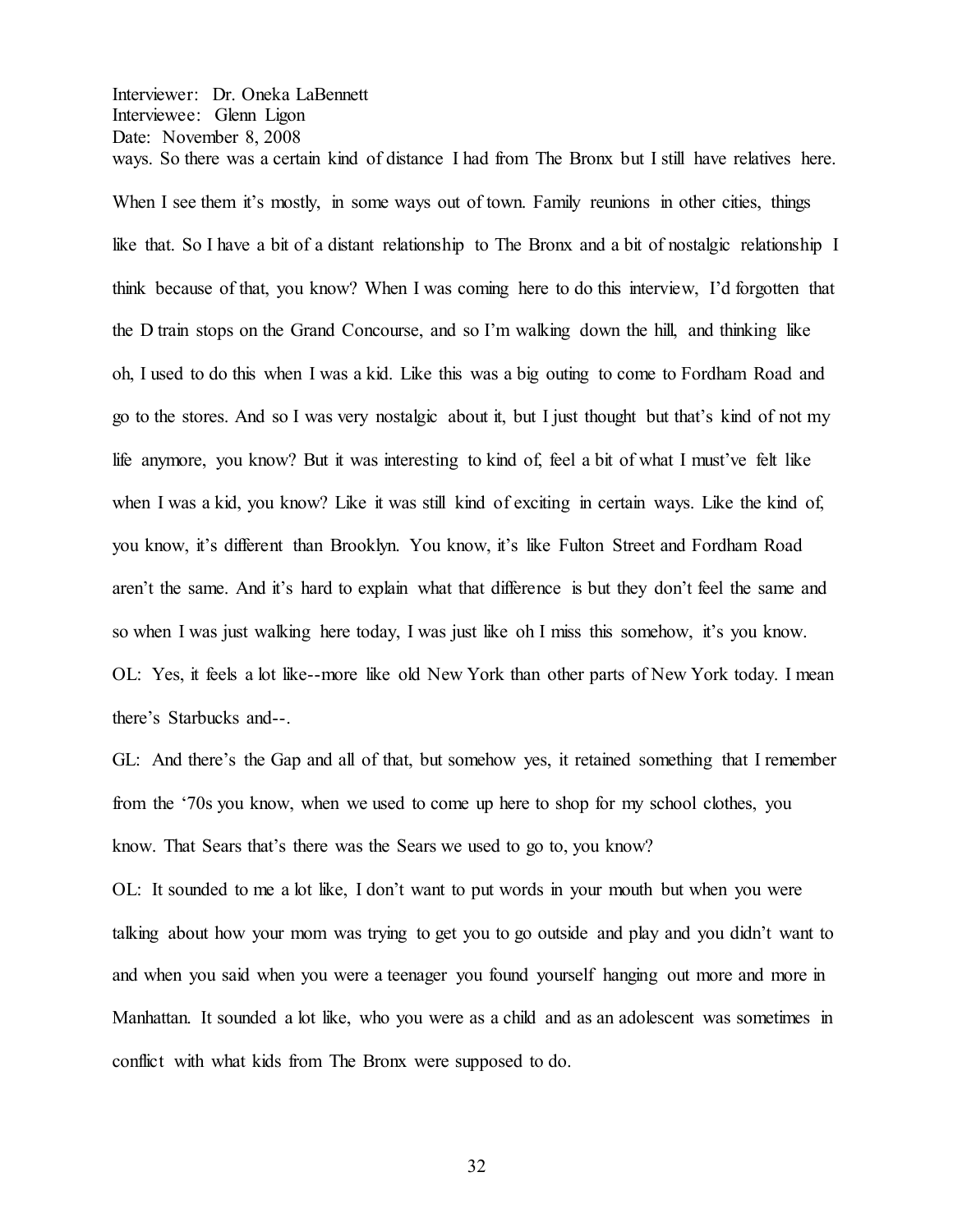ways. So there was a certain kind of distance I had from The Bronx but I still have relatives here. When I see them it's mostly, in some ways out of town. Family reunions in other cities, things like that. So I have a bit of a distant relationship to The Bronx and a bit of nostalgic relationship I think because of that, you know? When I was coming here to do this interview, I'd forgotten that the D train stops on the Grand Concourse, and so I'm walking down the hill, and thinking like oh, I used to do this when I was a kid. Like this was a big outing to come to Fordham Road and go to the stores. And so I was very nostalgic about it, but I just thought but that's kind of not my life anymore, you know? But it was interesting to kind of, feel a bit of what I must've felt like when I was a kid, you know? Like it was still kind of exciting in certain ways. Like the kind of, you know, it's different than Brooklyn. You know, it's like Fulton Street and Fordham Road aren't the same. And it's hard to explain what that difference is but they don't feel the same and so when I was just walking here today, I was just like oh I miss this somehow, it's you know.

OL: Yes, it feels a lot like--more like old New York than other parts of New York today. I mean there's Starbucks and--.

GL: And there's the Gap and all of that, but somehow yes, it retained something that I remember from the '70s you know, when we used to come up here to shop for my school clothes, you know. That Sears that's there was the Sears we used to go to, you know?

OL: It sounded to me a lot like, I don't want to put words in your mouth but when you were talking about how your mom was trying to get you to go outside and play and you didn't want to and when you said when you were a teenager you found yourself hanging out more and more in Manhattan. It sounded a lot like, who you were as a child and as an adolescent was sometimes in conflict with what kids from The Bronx were supposed to do.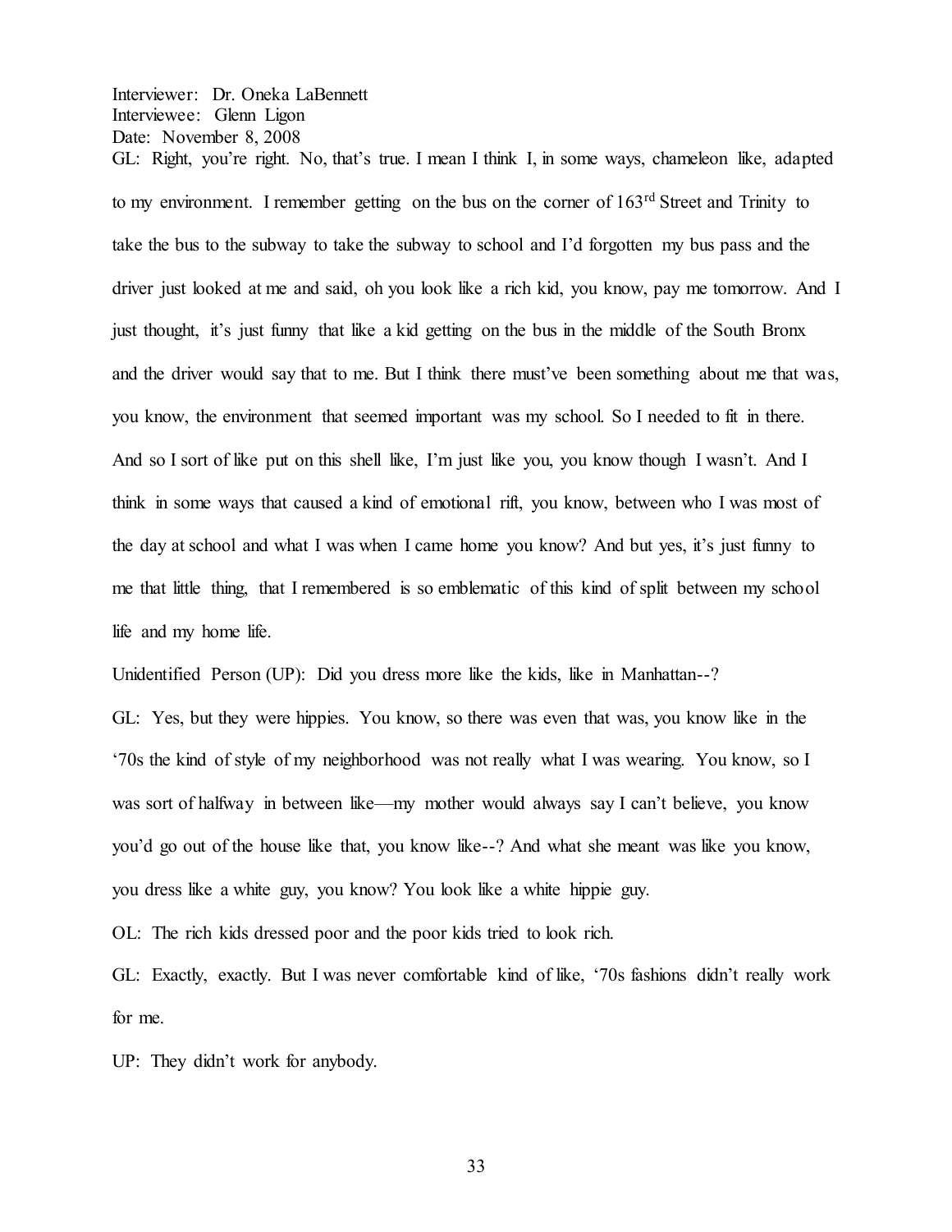GL: Right, you're right. No, that's true. I mean I think I, in some ways, chameleon like, adapted to my environment. I remember getting on the bus on the corner of 163rd Street and Trinity to take the bus to the subway to take the subway to school and I'd forgotten my bus pass and the driver just looked at me and said, oh you look like a rich kid, you know, pay me tomorrow. And I just thought, it's just funny that like a kid getting on the bus in the middle of the South Bronx and the driver would say that to me. But I think there must've been something about me that was, you know, the environment that seemed important was my school. So I needed to fit in there. And so I sort of like put on this shell like, I'm just like you, you know though I wasn't. And I think in some ways that caused a kind of emotional rift, you know, between who I was most of the day at school and what I was when I came home you know? And but yes, it's just funny to me that little thing, that I remembered is so emblematic of this kind of split between my school life and my home life.

Unidentified Person (UP): Did you dress more like the kids, like in Manhattan--?

GL: Yes, but they were hippies. You know, so there was even that was, you know like in the '70s the kind of style of my neighborhood was not really what I was wearing. You know, so I was sort of halfway in between like—my mother would always say I can't believe, you know you'd go out of the house like that, you know like--? And what she meant was like you know, you dress like a white guy, you know? You look like a white hippie guy.

OL: The rich kids dressed poor and the poor kids tried to look rich.

GL: Exactly, exactly. But I was never comfortable kind of like, '70s fashions didn't really work for me.

UP: They didn't work for anybody.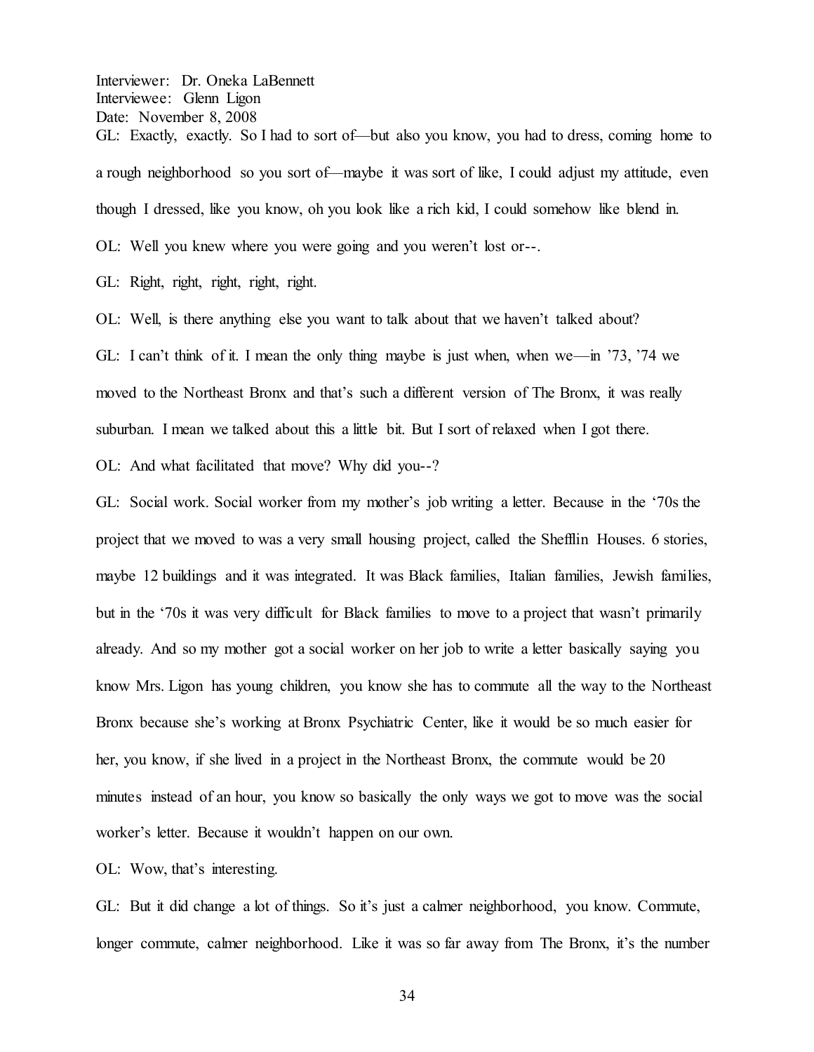GL: Exactly, exactly. So I had to sort of—but also you know, you had to dress, coming home to a rough neighborhood so you sort of—maybe it was sort of like, I could adjust my attitude, even though I dressed, like you know, oh you look like a rich kid, I could somehow like blend in.

OL: Well you knew where you were going and you weren't lost or--.

GL: Right, right, right, right, right.

OL: Well, is there anything else you want to talk about that we haven't talked about?

GL: I can't think of it. I mean the only thing maybe is just when, when we—in '73, '74 we moved to the Northeast Bronx and that's such a different version of The Bronx, it was really suburban. I mean we talked about this a little bit. But I sort of relaxed when I got there.

OL: And what facilitated that move? Why did you--?

GL: Social work. Social worker from my mother's job writing a letter. Because in the '70s the project that we moved to was a very small housing project, called the Shefflin Houses. 6 stories, maybe 12 buildings and it was integrated. It was Black families, Italian families, Jewish families, but in the '70s it was very difficult for Black families to move to a project that wasn't primarily already. And so my mother got a social worker on her job to write a letter basically saying you know Mrs. Ligon has young children, you know she has to commute all the way to the Northeast Bronx because she's working at Bronx Psychiatric Center, like it would be so much easier for her, you know, if she lived in a project in the Northeast Bronx, the commute would be 20 minutes instead of an hour, you know so basically the only ways we got to move was the social worker's letter. Because it wouldn't happen on our own.

OL: Wow, that's interesting.

GL: But it did change a lot of things. So it's just a calmer neighborhood, you know. Commute, longer commute, calmer neighborhood. Like it was so far away from The Bronx, it's the number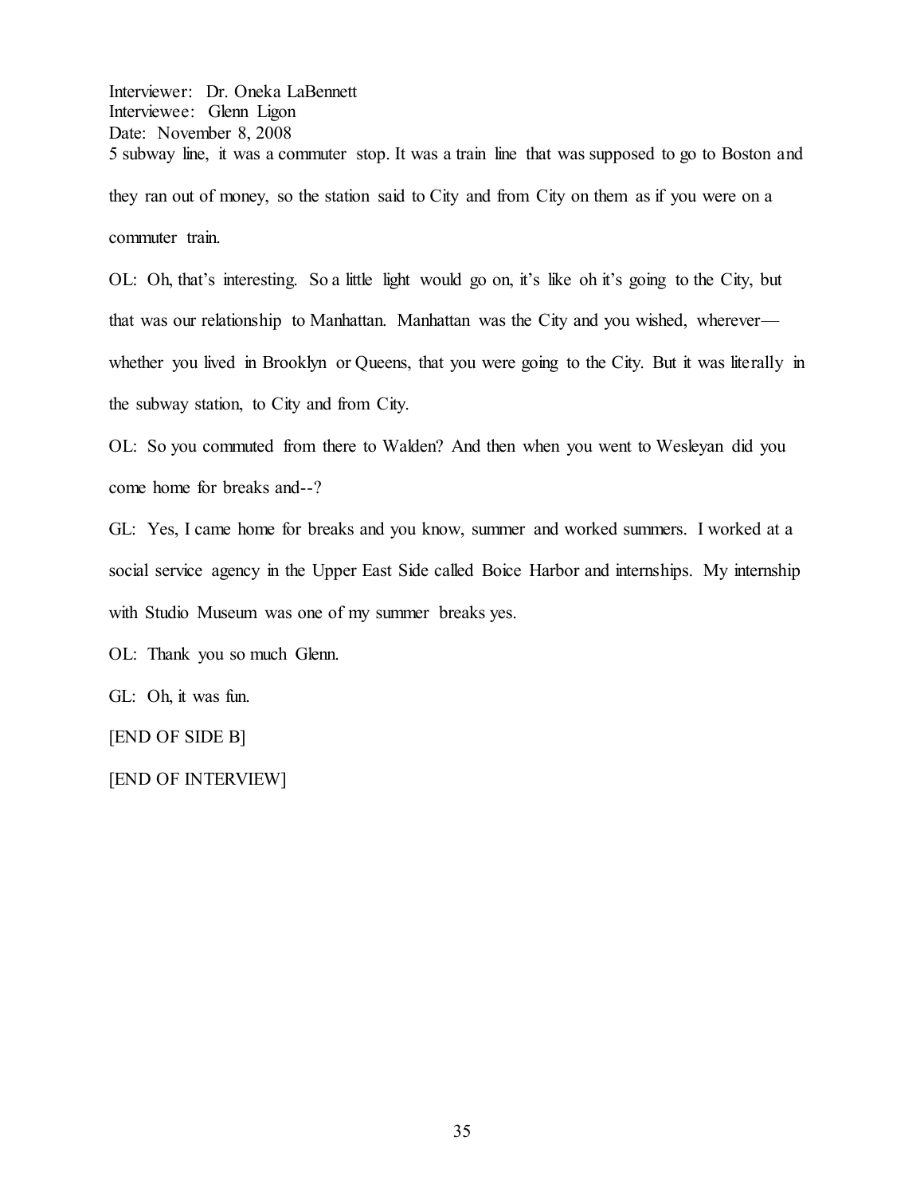5 subway line, it was a commuter stop. It was a train line that was supposed to go to Boston and they ran out of money, so the station said to City and from City on them as if you were on a commuter train.

OL: Oh, that's interesting. So a little light would go on, it's like oh it's going to the City, but that was our relationship to Manhattan. Manhattan was the City and you wished, wherever—whether you lived in Brooklyn or Queens, that you were going to the City. But it was literally in the subway station, to City and from City.

OL: So you commuted from there to Walden? And then when you went to Wesleyan did you come home for breaks and--?

GL: Yes, I came home for breaks and you know, summer and worked summers. I worked at a social service agency in the Upper East Side called Boice Harbor and internships. My internship with Studio Museum was one of my summer breaks yes.

OL: Thank you so much Glenn.

GL: Oh, it was fun.

[END OF SIDE B]

[END OF INTERVIEW]